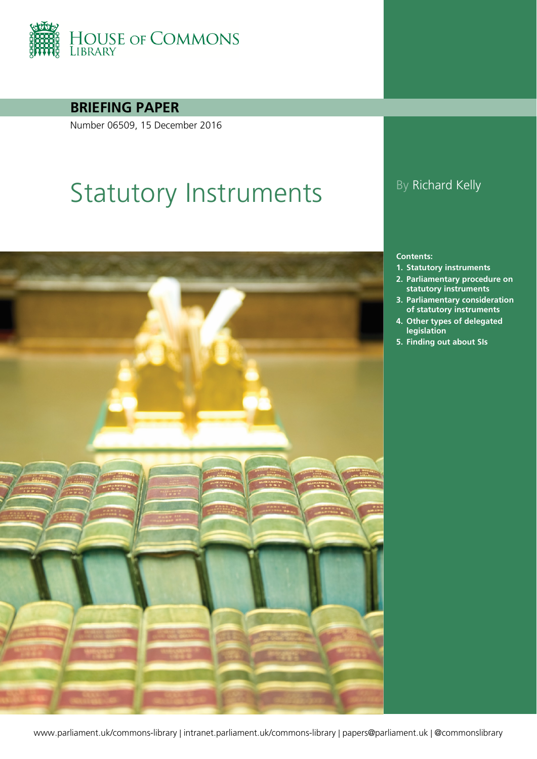HOUSE OF COMMONS LIBRARY

**BRIEFING PAPER**

Number 06509, 15 December 2016

# Statutory Instruments

By Richard Kelly

**Contents:**

1. **Statutory instruments**
2. **Parliamentary procedure on statutory instruments**
3. **Parliamentary consideration of statutory instruments**
4. **Other types of delegated legislation**
5. **Finding out about SIs**

www.parliament.uk/commons-library | intranet.parliament.uk/commons-library | papers@parliament.uk | @commonslibrary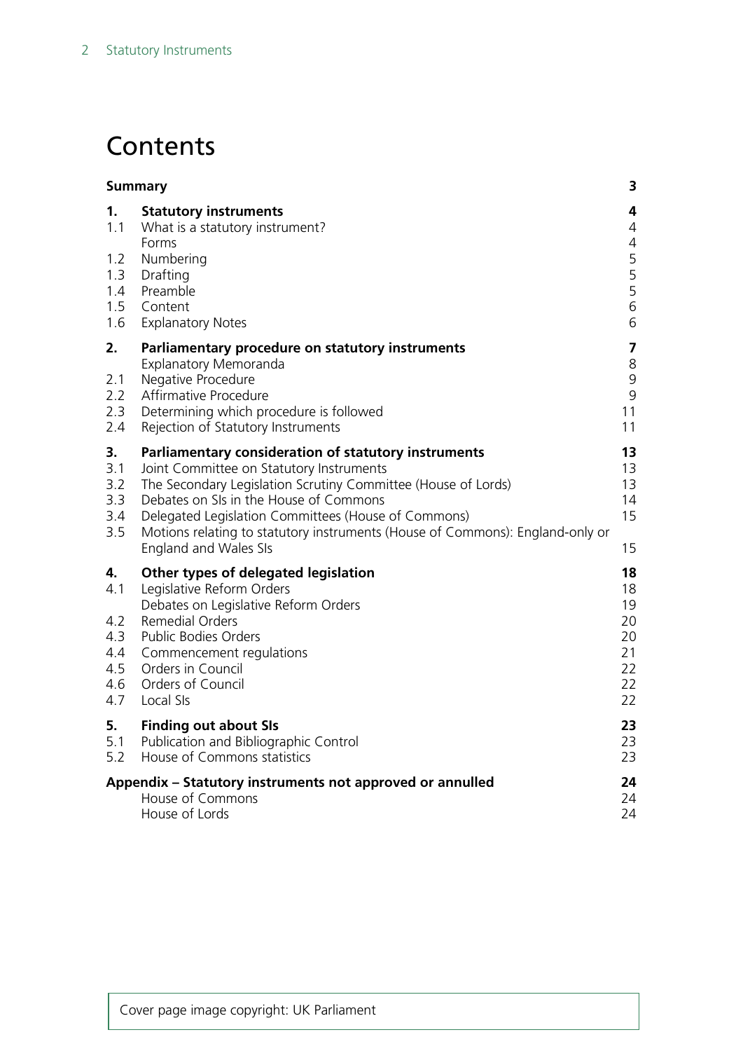# Contents

| | | |
|---|---|---|
| **Summary** | | **3** |
| **1.** | **Statutory instruments** | **4** |
| 1.1 | What is a statutory instrument? | 4 |
| | Forms | 4 |
| 1.2 | Numbering | 5 |
| 1.3 | Drafting | 5 |
| 1.4 | Preamble | 5 |
| 1.5 | Content | 6 |
| 1.6 | Explanatory Notes | 6 |
| **2.** | **Parliamentary procedure on statutory instruments** | **7** |
| | Explanatory Memoranda | 8 |
| 2.1 | Negative Procedure | 9 |
| 2.2 | Affirmative Procedure | 9 |
| 2.3 | Determining which procedure is followed | 11 |
| 2.4 | Rejection of Statutory Instruments | 11 |
| **3.** | **Parliamentary consideration of statutory instruments** | **13** |
| 3.1 | Joint Committee on Statutory Instruments | 13 |
| 3.2 | The Secondary Legislation Scrutiny Committee (House of Lords) | 13 |
| 3.3 | Debates on SIs in the House of Commons | 14 |
| 3.4 | Delegated Legislation Committees (House of Commons) | 15 |
| 3.5 | Motions relating to statutory instruments (House of Commons): England-only or England and Wales SIs | 15 |
| **4.** | **Other types of delegated legislation** | **18** |
| 4.1 | Legislative Reform Orders | 18 |
| | Debates on Legislative Reform Orders | 19 |
| 4.2 | Remedial Orders | 20 |
| 4.3 | Public Bodies Orders | 20 |
| 4.4 | Commencement regulations | 21 |
| 4.5 | Orders in Council | 22 |
| 4.6 | Orders of Council | 22 |
| 4.7 | Local SIs | 22 |
| **5.** | **Finding out about SIs** | **23** |
| 5.1 | Publication and Bibliographic Control | 23 |
| 5.2 | House of Commons statistics | 23 |
| **Appendix – Statutory instruments not approved or annulled** | | **24** |
| | House of Commons | 24 |
| | House of Lords | 24 |

Cover page image copyright: UK Parliament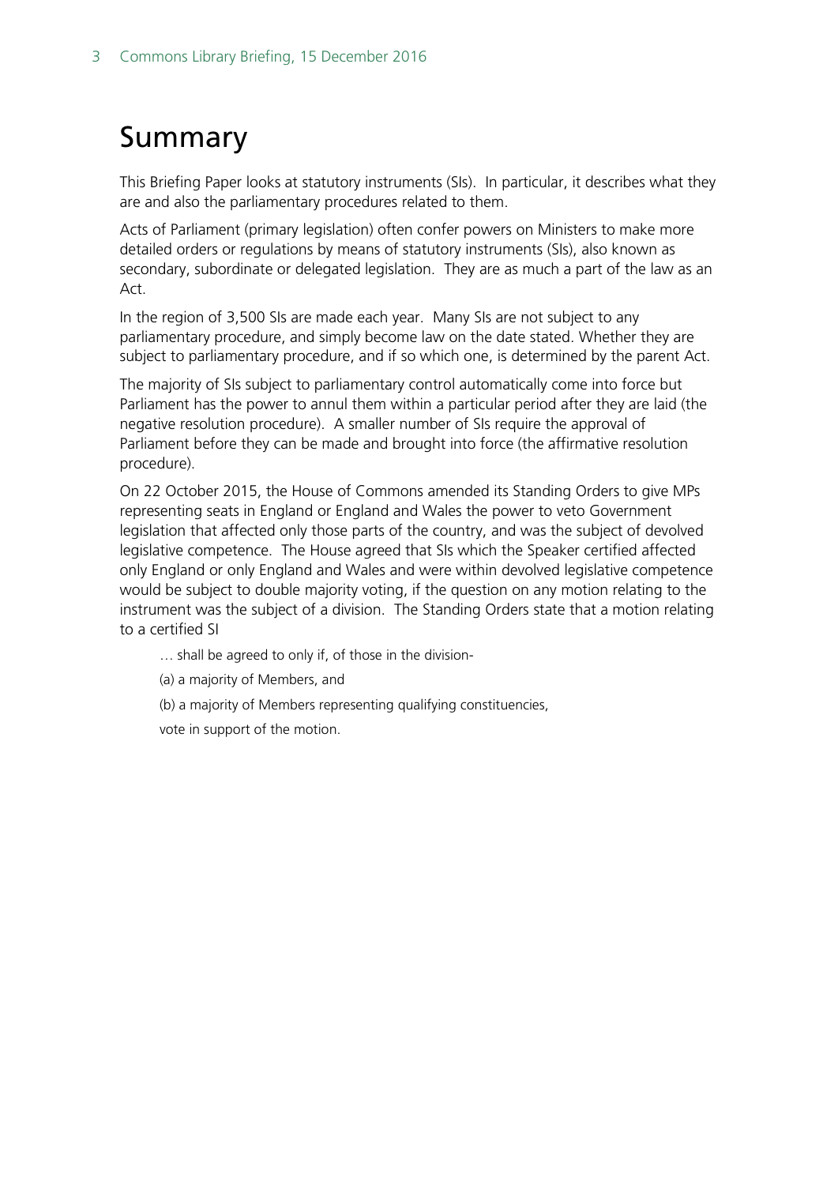# Summary

This Briefing Paper looks at statutory instruments (SIs). In particular, it describes what they are and also the parliamentary procedures related to them.

Acts of Parliament (primary legislation) often confer powers on Ministers to make more detailed orders or regulations by means of statutory instruments (SIs), also known as secondary, subordinate or delegated legislation. They are as much a part of the law as an Act.

In the region of 3,500 SIs are made each year. Many SIs are not subject to any parliamentary procedure, and simply become law on the date stated. Whether they are subject to parliamentary procedure, and if so which one, is determined by the parent Act.

The majority of SIs subject to parliamentary control automatically come into force but Parliament has the power to annul them within a particular period after they are laid (the negative resolution procedure). A smaller number of SIs require the approval of Parliament before they can be made and brought into force (the affirmative resolution procedure).

On 22 October 2015, the House of Commons amended its Standing Orders to give MPs representing seats in England or England and Wales the power to veto Government legislation that affected only those parts of the country, and was the subject of devolved legislative competence. The House agreed that SIs which the Speaker certified affected only England or only England and Wales and were within devolved legislative competence would be subject to double majority voting, if the question on any motion relating to the instrument was the subject of a division. The Standing Orders state that a motion relating to a certified SI

> … shall be agreed to only if, of those in the division-
>
> (a) a majority of Members, and
>
> (b) a majority of Members representing qualifying constituencies,
>
> vote in support of the motion.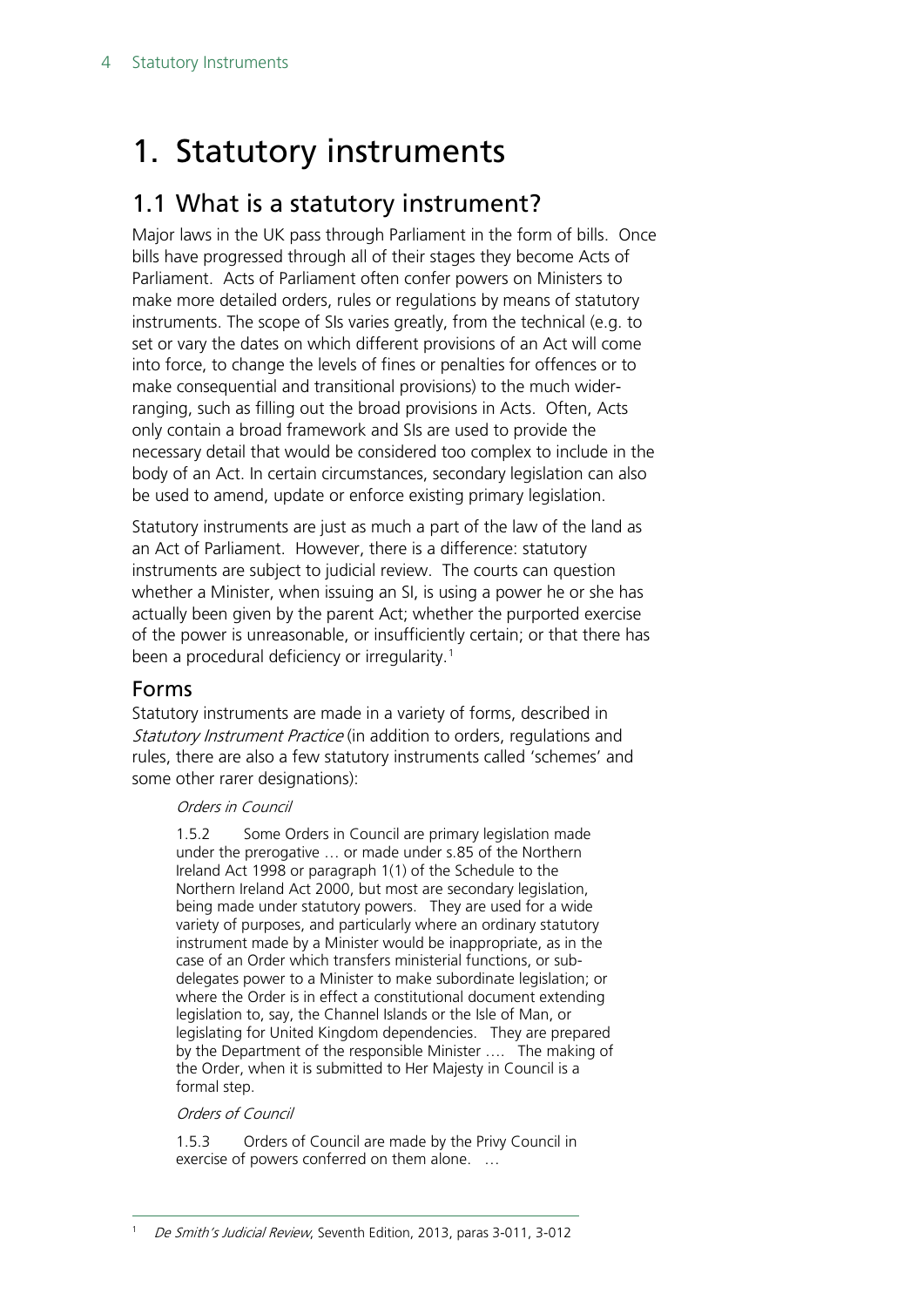# 1. Statutory instruments

## 1.1 What is a statutory instrument?

Major laws in the UK pass through Parliament in the form of bills. Once bills have progressed through all of their stages they become Acts of Parliament. Acts of Parliament often confer powers on Ministers to make more detailed orders, rules or regulations by means of statutory instruments. The scope of SIs varies greatly, from the technical (e.g. to set or vary the dates on which different provisions of an Act will come into force, to change the levels of fines or penalties for offences or to make consequential and transitional provisions) to the much wider-ranging, such as filling out the broad provisions in Acts. Often, Acts only contain a broad framework and SIs are used to provide the necessary detail that would be considered too complex to include in the body of an Act. In certain circumstances, secondary legislation can also be used to amend, update or enforce existing primary legislation.

Statutory instruments are just as much a part of the law of the land as an Act of Parliament. However, there is a difference: statutory instruments are subject to judicial review. The courts can question whether a Minister, when issuing an SI, is using a power he or she has actually been given by the parent Act; whether the purported exercise of the power is unreasonable, or insufficiently certain; or that there has been a procedural deficiency or irregularity.[1]

### Forms

Statutory instruments are made in a variety of forms, described in *Statutory Instrument Practice* (in addition to orders, regulations and rules, there are also a few statutory instruments called 'schemes' and some other rarer designations):

> *Orders in Council*
>
> 1.5.2 Some Orders in Council are primary legislation made under the prerogative … or made under s.85 of the Northern Ireland Act 1998 or paragraph 1(1) of the Schedule to the Northern Ireland Act 2000, but most are secondary legislation, being made under statutory powers. They are used for a wide variety of purposes, and particularly where an ordinary statutory instrument made by a Minister would be inappropriate, as in the case of an Order which transfers ministerial functions, or sub-delegates power to a Minister to make subordinate legislation; or where the Order is in effect a constitutional document extending legislation to, say, the Channel Islands or the Isle of Man, or legislating for United Kingdom dependencies. They are prepared by the Department of the responsible Minister …. The making of the Order, when it is submitted to Her Majesty in Council is a formal step.
>
> *Orders of Council*
>
> 1.5.3 Orders of Council are made by the Privy Council in exercise of powers conferred on them alone. …

[1] *De Smith's Judicial Review*, Seventh Edition, 2013, paras 3-011, 3-012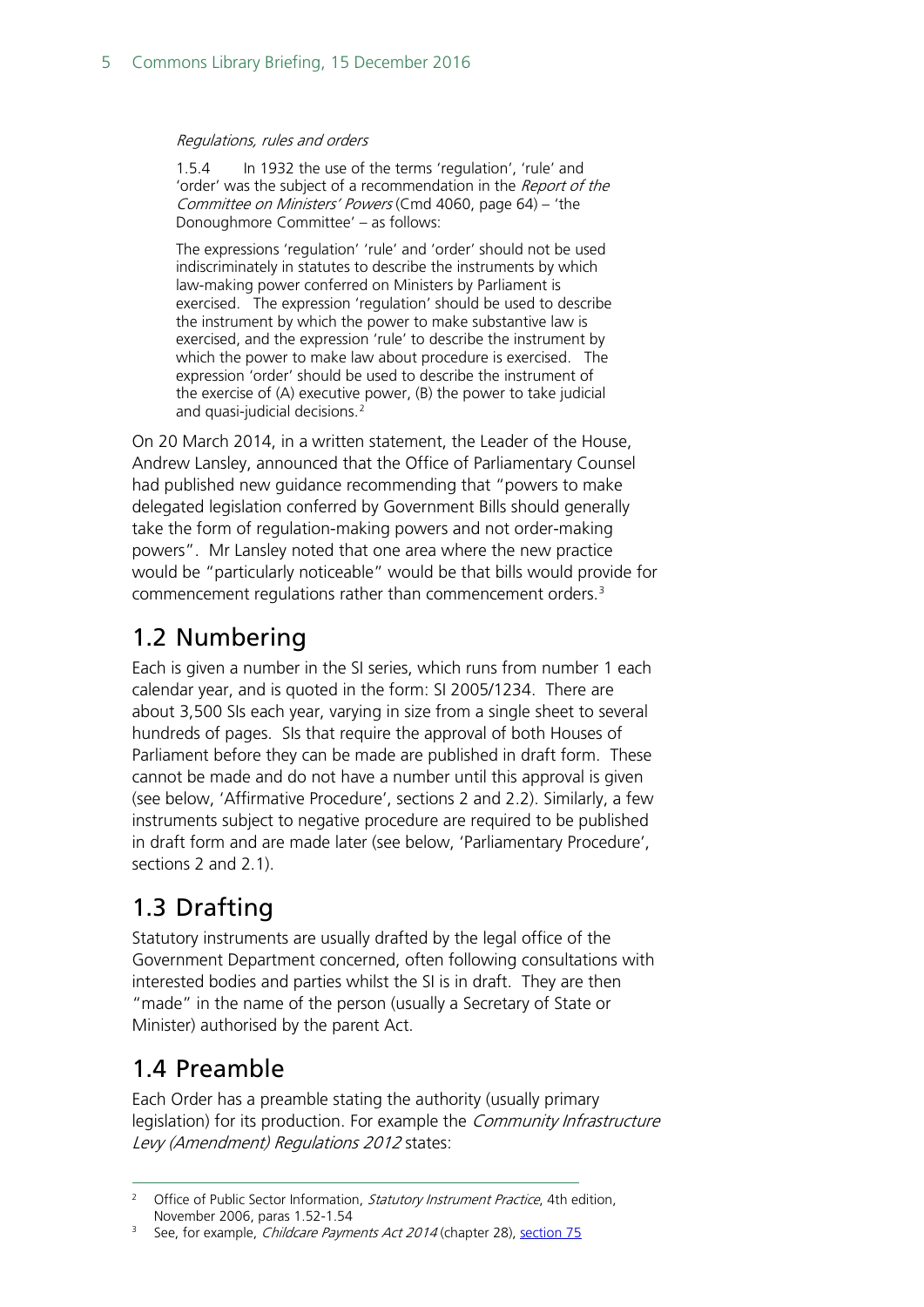*Regulations, rules and orders*

> 1.5.4 In 1932 the use of the terms 'regulation', 'rule' and 'order' was the subject of a recommendation in the *Report of the Committee on Ministers' Powers* (Cmd 4060, page 64) – 'the Donoughmore Committee' – as follows:
>
> The expressions 'regulation' 'rule' and 'order' should not be used indiscriminately in statutes to describe the instruments by which law-making power conferred on Ministers by Parliament is exercised. The expression 'regulation' should be used to describe the instrument by which the power to make substantive law is exercised, and the expression 'rule' to describe the instrument by which the power to make law about procedure is exercised. The expression 'order' should be used to describe the instrument of the exercise of (A) executive power, (B) the power to take judicial and quasi-judicial decisions.[2]

On 20 March 2014, in a written statement, the Leader of the House, Andrew Lansley, announced that the Office of Parliamentary Counsel had published new guidance recommending that "powers to make delegated legislation conferred by Government Bills should generally take the form of regulation-making powers and not order-making powers". Mr Lansley noted that one area where the new practice would be "particularly noticeable" would be that bills would provide for commencement regulations rather than commencement orders.[3]

## 1.2 Numbering

Each is given a number in the SI series, which runs from number 1 each calendar year, and is quoted in the form: SI 2005/1234. There are about 3,500 SIs each year, varying in size from a single sheet to several hundreds of pages. SIs that require the approval of both Houses of Parliament before they can be made are published in draft form. These cannot be made and do not have a number until this approval is given (see below, 'Affirmative Procedure', sections 2 and 2.2). Similarly, a few instruments subject to negative procedure are required to be published in draft form and are made later (see below, 'Parliamentary Procedure', sections 2 and 2.1).

## 1.3 Drafting

Statutory instruments are usually drafted by the legal office of the Government Department concerned, often following consultations with interested bodies and parties whilst the SI is in draft. They are then "made" in the name of the person (usually a Secretary of State or Minister) authorised by the parent Act.

## 1.4 Preamble

Each Order has a preamble stating the authority (usually primary legislation) for its production. For example the *Community Infrastructure Levy (Amendment) Regulations 2012* states:

---

[2] Office of Public Sector Information, *Statutory Instrument Practice*, 4th edition, November 2006, paras 1.52-1.54

[3] See, for example, *Childcare Payments Act 2014* (chapter 28), section 75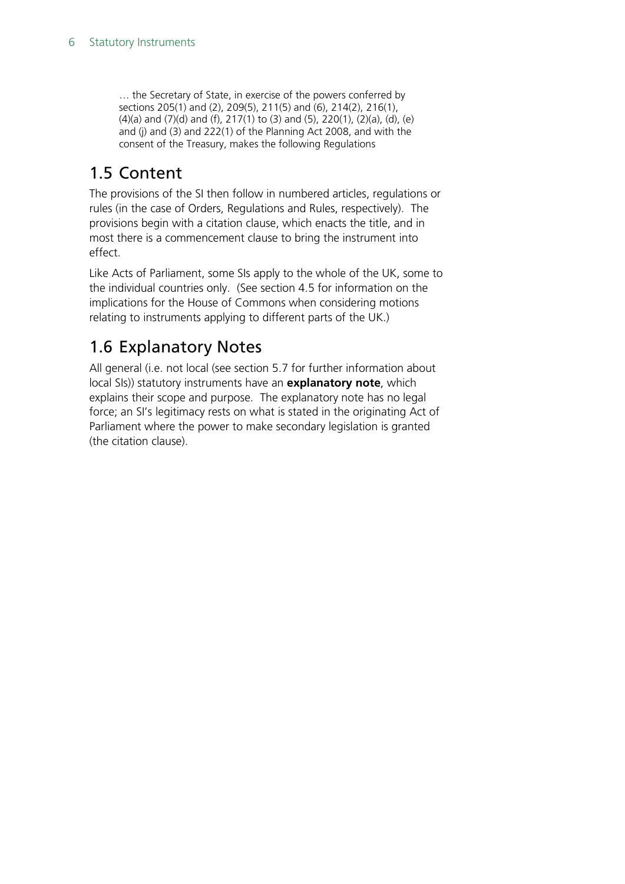> … the Secretary of State, in exercise of the powers conferred by sections 205(1) and (2), 209(5), 211(5) and (6), 214(2), 216(1), (4)(a) and (7)(d) and (f), 217(1) to (3) and (5), 220(1), (2)(a), (d), (e) and (j) and (3) and 222(1) of the Planning Act 2008, and with the consent of the Treasury, makes the following Regulations

## 1.5 Content

The provisions of the SI then follow in numbered articles, regulations or rules (in the case of Orders, Regulations and Rules, respectively). The provisions begin with a citation clause, which enacts the title, and in most there is a commencement clause to bring the instrument into effect.

Like Acts of Parliament, some SIs apply to the whole of the UK, some to the individual countries only. (See section 4.5 for information on the implications for the House of Commons when considering motions relating to instruments applying to different parts of the UK.)

## 1.6 Explanatory Notes

All general (i.e. not local (see section 5.7 for further information about local SIs)) statutory instruments have an **explanatory note**, which explains their scope and purpose. The explanatory note has no legal force; an SI's legitimacy rests on what is stated in the originating Act of Parliament where the power to make secondary legislation is granted (the citation clause).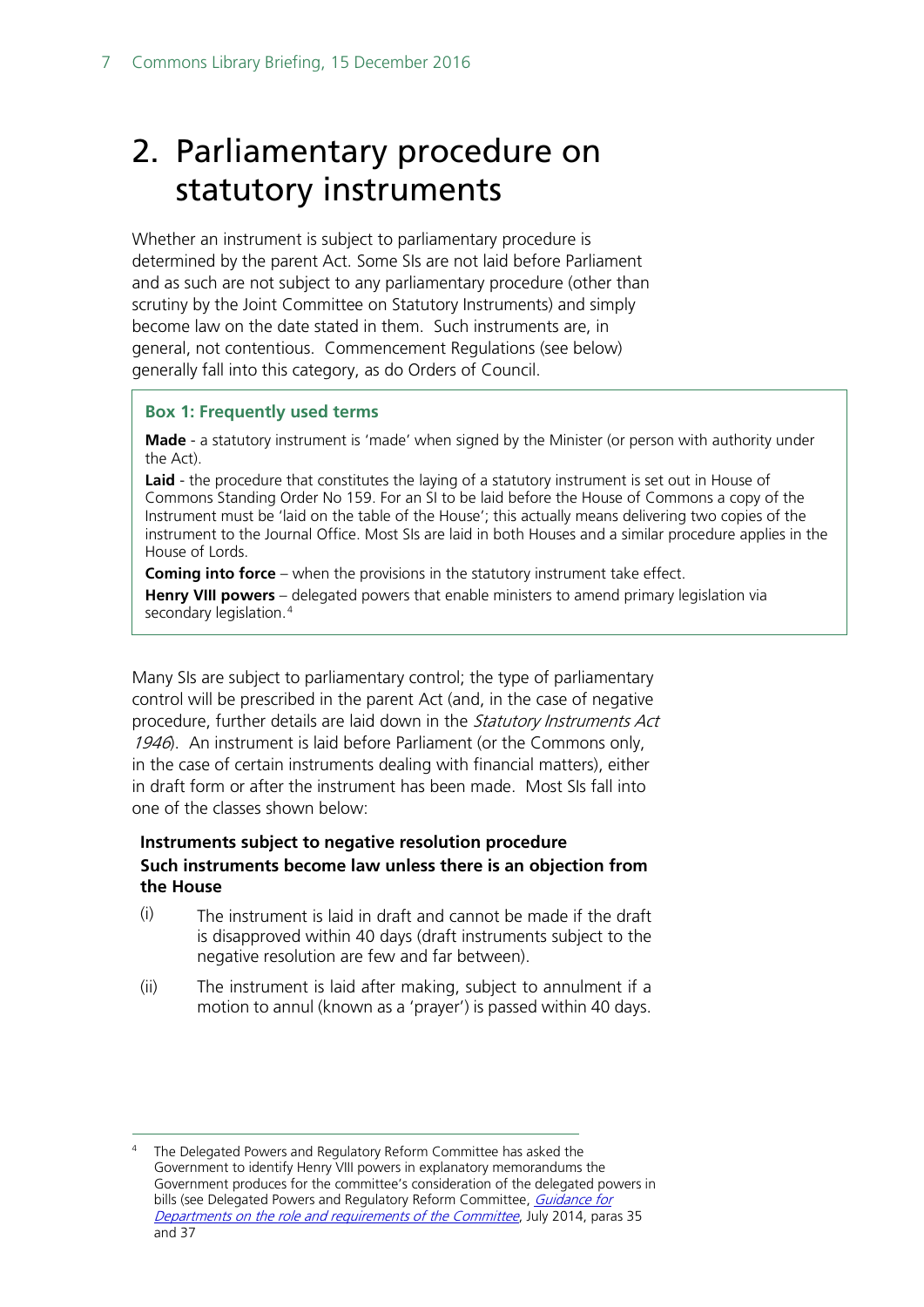# 2. Parliamentary procedure on statutory instruments

Whether an instrument is subject to parliamentary procedure is determined by the parent Act. Some SIs are not laid before Parliament and as such are not subject to any parliamentary procedure (other than scrutiny by the Joint Committee on Statutory Instruments) and simply become law on the date stated in them. Such instruments are, in general, not contentious. Commencement Regulations (see below) generally fall into this category, as do Orders of Council.

> **Box 1: Frequently used terms**
>
> **Made** - a statutory instrument is 'made' when signed by the Minister (or person with authority under the Act).
>
> **Laid** - the procedure that constitutes the laying of a statutory instrument is set out in House of Commons Standing Order No 159. For an SI to be laid before the House of Commons a copy of the Instrument must be 'laid on the table of the House'; this actually means delivering two copies of the instrument to the Journal Office. Most SIs are laid in both Houses and a similar procedure applies in the House of Lords.
>
> **Coming into force** – when the provisions in the statutory instrument take effect.
>
> **Henry VIII powers** – delegated powers that enable ministers to amend primary legislation via secondary legislation.[4]

Many SIs are subject to parliamentary control; the type of parliamentary control will be prescribed in the parent Act (and, in the case of negative procedure, further details are laid down in the *Statutory Instruments Act 1946*). An instrument is laid before Parliament (or the Commons only, in the case of certain instruments dealing with financial matters), either in draft form or after the instrument has been made. Most SIs fall into one of the classes shown below:

**Instruments subject to negative resolution procedure**
**Such instruments become law unless there is an objection from the House**

(i) The instrument is laid in draft and cannot be made if the draft is disapproved within 40 days (draft instruments subject to the negative resolution are few and far between).

(ii) The instrument is laid after making, subject to annulment if a motion to annul (known as a 'prayer') is passed within 40 days.

---

[4] The Delegated Powers and Regulatory Reform Committee has asked the Government to identify Henry VIII powers in explanatory memorandums the Government produces for the committee's consideration of the delegated powers in bills (see Delegated Powers and Regulatory Reform Committee, *Guidance for Departments on the role and requirements of the Committee*, July 2014, paras 35 and 37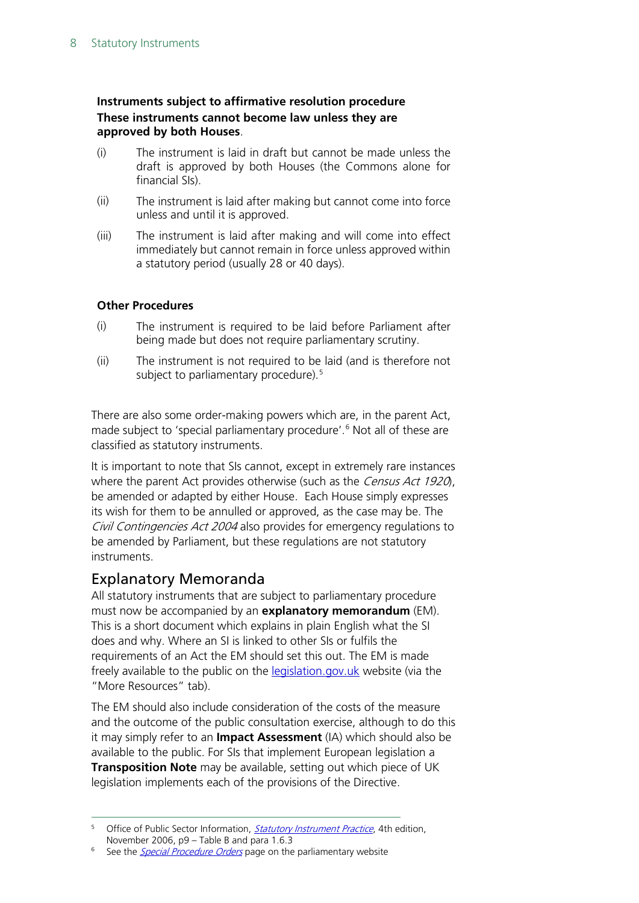**Instruments subject to affirmative resolution procedure**

**These instruments cannot become law unless they are approved by both Houses**.

(i) The instrument is laid in draft but cannot be made unless the draft is approved by both Houses (the Commons alone for financial SIs).

(ii) The instrument is laid after making but cannot come into force unless and until it is approved.

(iii) The instrument is laid after making and will come into effect immediately but cannot remain in force unless approved within a statutory period (usually 28 or 40 days).

**Other Procedures**

(i) The instrument is required to be laid before Parliament after being made but does not require parliamentary scrutiny.

(ii) The instrument is not required to be laid (and is therefore not subject to parliamentary procedure).[5]

There are also some order-making powers which are, in the parent Act, made subject to 'special parliamentary procedure'.[6] Not all of these are classified as statutory instruments.

It is important to note that SIs cannot, except in extremely rare instances where the parent Act provides otherwise (such as the *Census Act 1920*), be amended or adapted by either House. Each House simply expresses its wish for them to be annulled or approved, as the case may be. The *Civil Contingencies Act 2004* also provides for emergency regulations to be amended by Parliament, but these regulations are not statutory instruments.

## Explanatory Memoranda

All statutory instruments that are subject to parliamentary procedure must now be accompanied by an **explanatory memorandum** (EM). This is a short document which explains in plain English what the SI does and why. Where an SI is linked to other SIs or fulfils the requirements of an Act the EM should set this out. The EM is made freely available to the public on the legislation.gov.uk website (via the "More Resources" tab).

The EM should also include consideration of the costs of the measure and the outcome of the public consultation exercise, although to do this it may simply refer to an **Impact Assessment** (IA) which should also be available to the public. For SIs that implement European legislation a **Transposition Note** may be available, setting out which piece of UK legislation implements each of the provisions of the Directive.

---

[5] Office of Public Sector Information, *Statutory Instrument Practice*, 4th edition, November 2006, p9 – Table B and para 1.6.3

[6] See the *Special Procedure Orders* page on the parliamentary website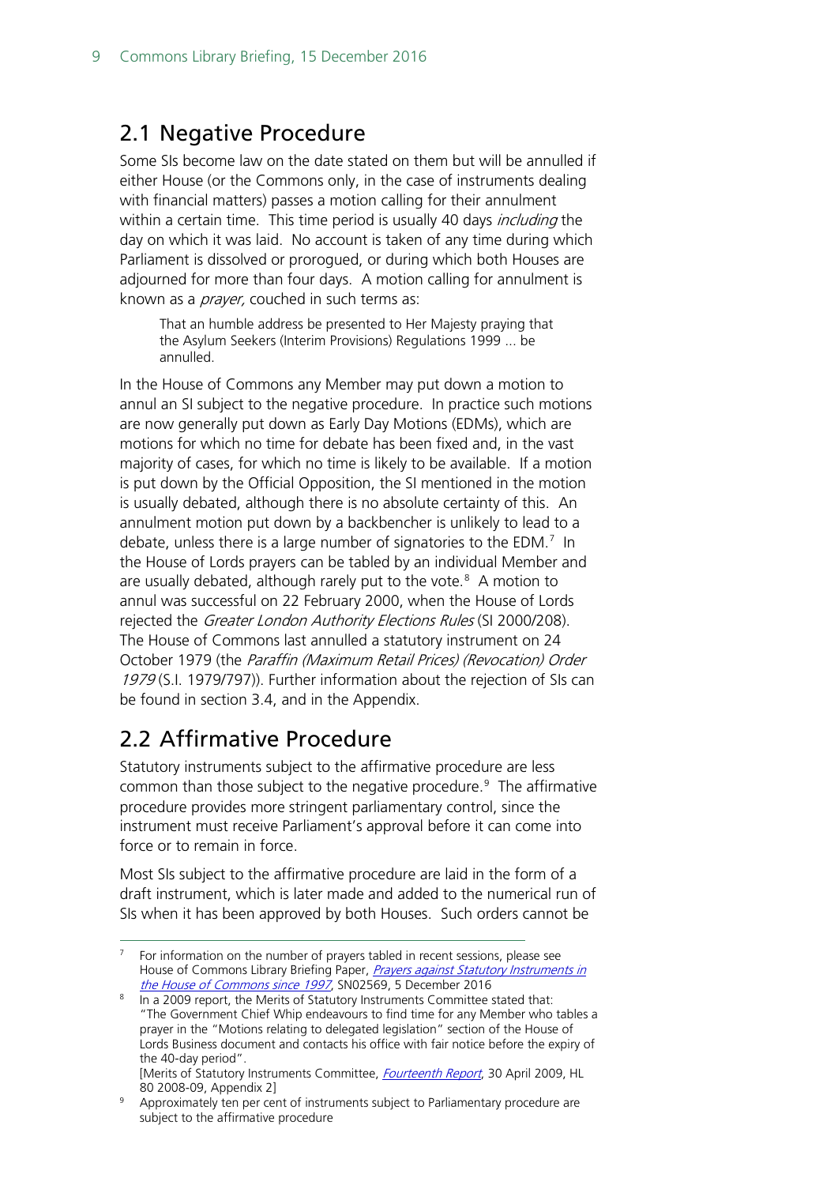## 2.1 Negative Procedure

Some SIs become law on the date stated on them but will be annulled if either House (or the Commons only, in the case of instruments dealing with financial matters) passes a motion calling for their annulment within a certain time. This time period is usually 40 days *including* the day on which it was laid. No account is taken of any time during which Parliament is dissolved or prorogued, or during which both Houses are adjourned for more than four days. A motion calling for annulment is known as a *prayer,* couched in such terms as:

> That an humble address be presented to Her Majesty praying that the Asylum Seekers (Interim Provisions) Regulations 1999 ... be annulled.

In the House of Commons any Member may put down a motion to annul an SI subject to the negative procedure. In practice such motions are now generally put down as Early Day Motions (EDMs), which are motions for which no time for debate has been fixed and, in the vast majority of cases, for which no time is likely to be available. If a motion is put down by the Official Opposition, the SI mentioned in the motion is usually debated, although there is no absolute certainty of this. An annulment motion put down by a backbencher is unlikely to lead to a debate, unless there is a large number of signatories to the EDM.[7] In the House of Lords prayers can be tabled by an individual Member and are usually debated, although rarely put to the vote.[8] A motion to annul was successful on 22 February 2000, when the House of Lords rejected the *Greater London Authority Elections Rules* (SI 2000/208). The House of Commons last annulled a statutory instrument on 24 October 1979 (the *Paraffin (Maximum Retail Prices) (Revocation) Order 1979* (S.I. 1979/797)). Further information about the rejection of SIs can be found in section 3.4, and in the Appendix.

## 2.2 Affirmative Procedure

Statutory instruments subject to the affirmative procedure are less common than those subject to the negative procedure.[9] The affirmative procedure provides more stringent parliamentary control, since the instrument must receive Parliament's approval before it can come into force or to remain in force.

Most SIs subject to the affirmative procedure are laid in the form of a draft instrument, which is later made and added to the numerical run of SIs when it has been approved by both Houses. Such orders cannot be

---

[7] For information on the number of prayers tabled in recent sessions, please see House of Commons Library Briefing Paper, *Prayers against Statutory Instruments in the House of Commons since 1997*, SN02569, 5 December 2016

[8] In a 2009 report, the Merits of Statutory Instruments Committee stated that: "The Government Chief Whip endeavours to find time for any Member who tables a prayer in the "Motions relating to delegated legislation" section of the House of Lords Business document and contacts his office with fair notice before the expiry of the 40-day period".
[Merits of Statutory Instruments Committee, *Fourteenth Report*, 30 April 2009, HL 80 2008-09, Appendix 2]

[9] Approximately ten per cent of instruments subject to Parliamentary procedure are subject to the affirmative procedure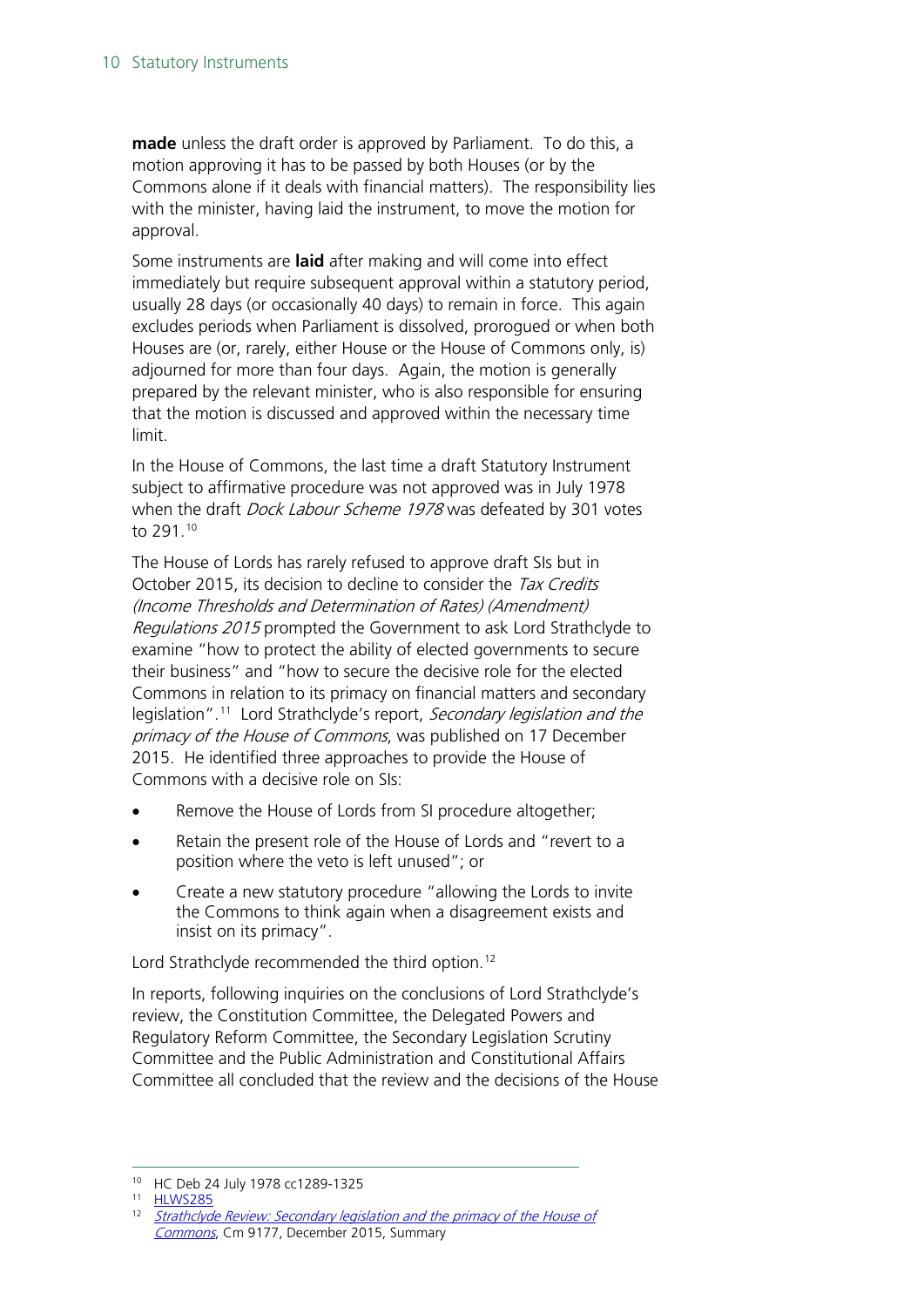**made** unless the draft order is approved by Parliament. To do this, a motion approving it has to be passed by both Houses (or by the Commons alone if it deals with financial matters). The responsibility lies with the minister, having laid the instrument, to move the motion for approval.

Some instruments are **laid** after making and will come into effect immediately but require subsequent approval within a statutory period, usually 28 days (or occasionally 40 days) to remain in force. This again excludes periods when Parliament is dissolved, prorogued or when both Houses are (or, rarely, either House or the House of Commons only, is) adjourned for more than four days. Again, the motion is generally prepared by the relevant minister, who is also responsible for ensuring that the motion is discussed and approved within the necessary time limit.

In the House of Commons, the last time a draft Statutory Instrument subject to affirmative procedure was not approved was in July 1978 when the draft *Dock Labour Scheme 1978* was defeated by 301 votes to 291.[10]

The House of Lords has rarely refused to approve draft SIs but in October 2015, its decision to decline to consider the *Tax Credits (Income Thresholds and Determination of Rates) (Amendment) Regulations 2015* prompted the Government to ask Lord Strathclyde to examine "how to protect the ability of elected governments to secure their business" and "how to secure the decisive role for the elected Commons in relation to its primacy on financial matters and secondary legislation".[11] Lord Strathclyde's report, *Secondary legislation and the primacy of the House of Commons*, was published on 17 December 2015. He identified three approaches to provide the House of Commons with a decisive role on SIs:

- Remove the House of Lords from SI procedure altogether;
- Retain the present role of the House of Lords and "revert to a position where the veto is left unused"; or
- Create a new statutory procedure "allowing the Lords to invite the Commons to think again when a disagreement exists and insist on its primacy".

Lord Strathclyde recommended the third option.[12]

In reports, following inquiries on the conclusions of Lord Strathclyde's review, the Constitution Committee, the Delegated Powers and Regulatory Reform Committee, the Secondary Legislation Scrutiny Committee and the Public Administration and Constitutional Affairs Committee all concluded that the review and the decisions of the House

---

[10] HC Deb 24 July 1978 cc1289-1325

[11] HLWS285

[12] *Strathclyde Review: Secondary legislation and the primacy of the House of Commons*, Cm 9177, December 2015, Summary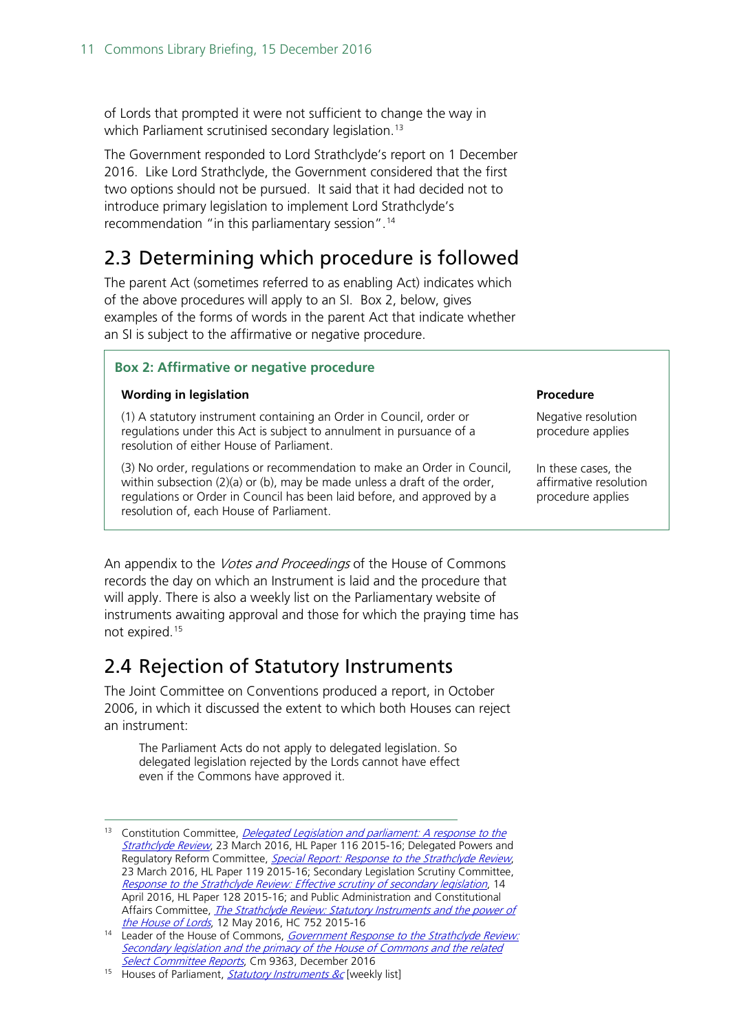of Lords that prompted it were not sufficient to change the way in which Parliament scrutinised secondary legislation.[13]

The Government responded to Lord Strathclyde's report on 1 December 2016. Like Lord Strathclyde, the Government considered that the first two options should not be pursued. It said that it had decided not to introduce primary legislation to implement Lord Strathclyde's recommendation "in this parliamentary session".[14]

## 2.3 Determining which procedure is followed

The parent Act (sometimes referred to as enabling Act) indicates which of the above procedures will apply to an SI. Box 2, below, gives examples of the forms of words in the parent Act that indicate whether an SI is subject to the affirmative or negative procedure.

**Box 2: Affirmative or negative procedure**

| Wording in legislation | Procedure |
| --- | --- |
| (1) A statutory instrument containing an Order in Council, order or regulations under this Act is subject to annulment in pursuance of a resolution of either House of Parliament. | Negative resolution procedure applies |
| (3) No order, regulations or recommendation to make an Order in Council, within subsection (2)(a) or (b), may be made unless a draft of the order, regulations or Order in Council has been laid before, and approved by a resolution of, each House of Parliament. | In these cases, the affirmative resolution procedure applies |

An appendix to the *Votes and Proceedings* of the House of Commons records the day on which an Instrument is laid and the procedure that will apply. There is also a weekly list on the Parliamentary website of instruments awaiting approval and those for which the praying time has not expired.[15]

## 2.4 Rejection of Statutory Instruments

The Joint Committee on Conventions produced a report, in October 2006, in which it discussed the extent to which both Houses can reject an instrument:

> The Parliament Acts do not apply to delegated legislation. So delegated legislation rejected by the Lords cannot have effect even if the Commons have approved it.

---

[13] Constitution Committee, *Delegated Legislation and parliament: A response to the Strathclyde Review*, 23 March 2016, HL Paper 116 2015-16; Delegated Powers and Regulatory Reform Committee, *Special Report: Response to the Strathclyde Review*, 23 March 2016, HL Paper 119 2015-16; Secondary Legislation Scrutiny Committee, *Response to the Strathclyde Review: Effective scrutiny of secondary legislation*, 14 April 2016, HL Paper 128 2015-16; and Public Administration and Constitutional Affairs Committee, *The Strathclyde Review: Statutory Instruments and the power of the House of Lords*, 12 May 2016, HC 752 2015-16

[14] Leader of the House of Commons, *Government Response to the Strathclyde Review: Secondary legislation and the primacy of the House of Commons and the related Select Committee Reports*, Cm 9363, December 2016

[15] Houses of Parliament, *Statutory Instruments &c* [weekly list]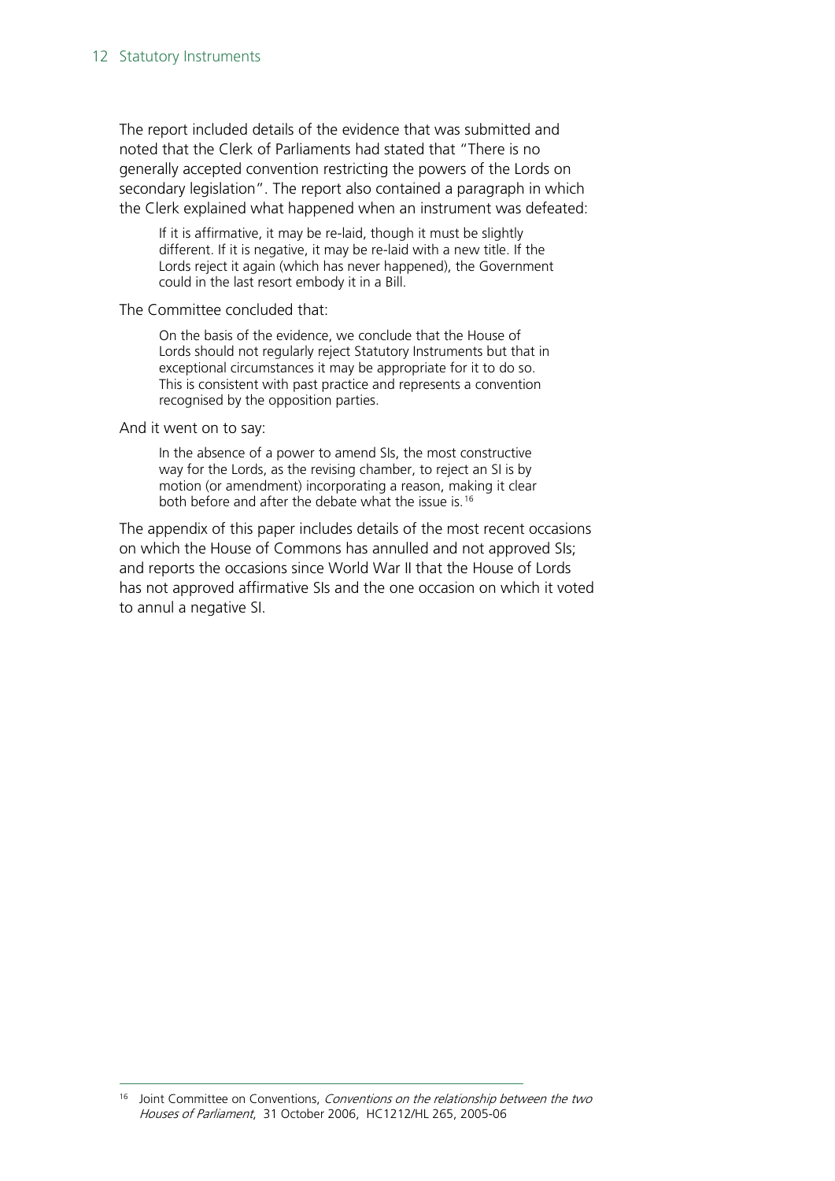The report included details of the evidence that was submitted and noted that the Clerk of Parliaments had stated that "There is no generally accepted convention restricting the powers of the Lords on secondary legislation". The report also contained a paragraph in which the Clerk explained what happened when an instrument was defeated:

> If it is affirmative, it may be re-laid, though it must be slightly different. If it is negative, it may be re-laid with a new title. If the Lords reject it again (which has never happened), the Government could in the last resort embody it in a Bill.

The Committee concluded that:

> On the basis of the evidence, we conclude that the House of Lords should not regularly reject Statutory Instruments but that in exceptional circumstances it may be appropriate for it to do so. This is consistent with past practice and represents a convention recognised by the opposition parties.

And it went on to say:

> In the absence of a power to amend SIs, the most constructive way for the Lords, as the revising chamber, to reject an SI is by motion (or amendment) incorporating a reason, making it clear both before and after the debate what the issue is.[16]

The appendix of this paper includes details of the most recent occasions on which the House of Commons has annulled and not approved SIs; and reports the occasions since World War II that the House of Lords has not approved affirmative SIs and the one occasion on which it voted to annul a negative SI.

[16] Joint Committee on Conventions, *Conventions on the relationship between the two Houses of Parliament*, 31 October 2006, HC1212/HL 265, 2005-06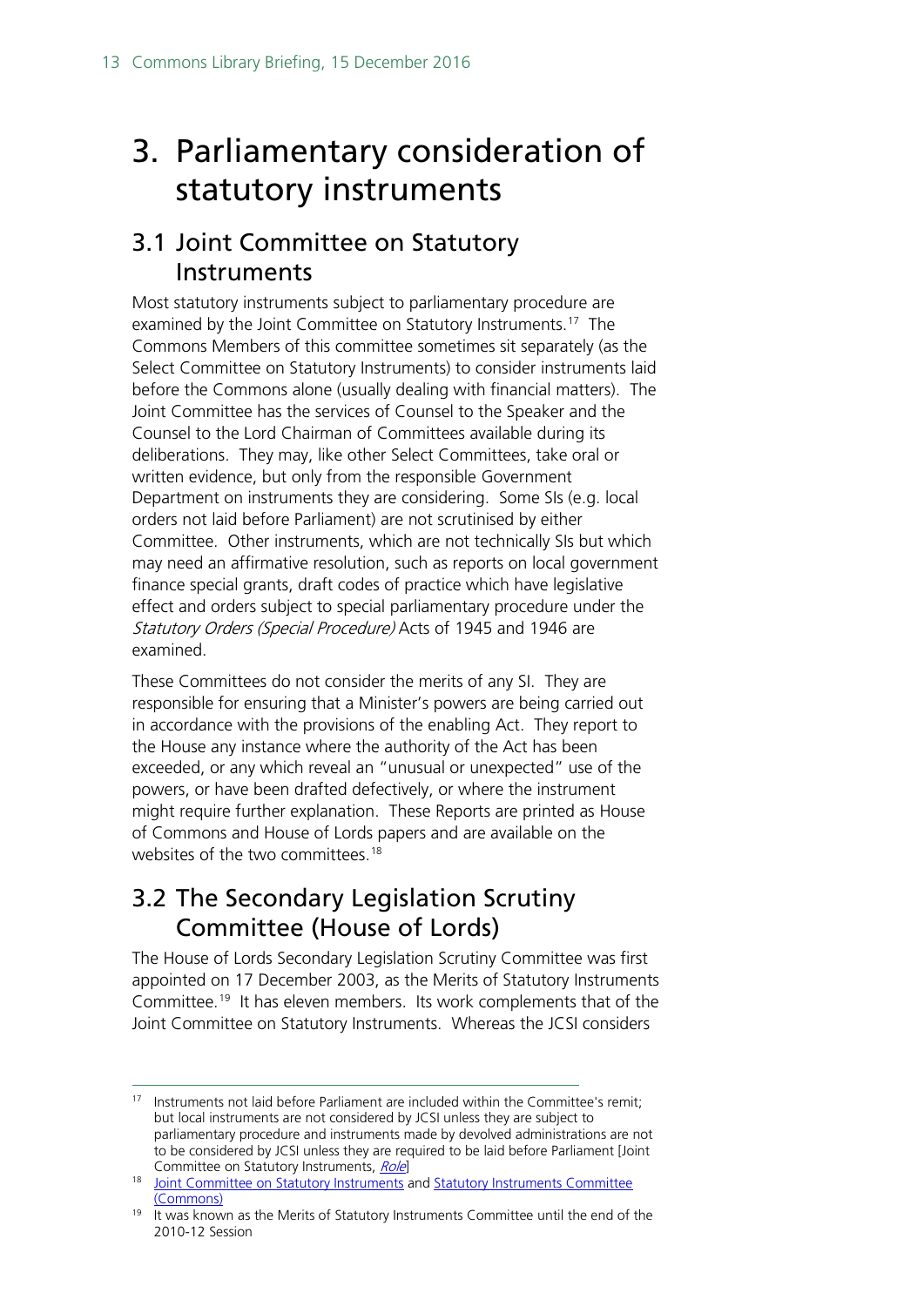# 3. Parliamentary consideration of statutory instruments

## 3.1 Joint Committee on Statutory Instruments

Most statutory instruments subject to parliamentary procedure are examined by the Joint Committee on Statutory Instruments.[17] The Commons Members of this committee sometimes sit separately (as the Select Committee on Statutory Instruments) to consider instruments laid before the Commons alone (usually dealing with financial matters). The Joint Committee has the services of Counsel to the Speaker and the Counsel to the Lord Chairman of Committees available during its deliberations. They may, like other Select Committees, take oral or written evidence, but only from the responsible Government Department on instruments they are considering. Some SIs (e.g. local orders not laid before Parliament) are not scrutinised by either Committee. Other instruments, which are not technically SIs but which may need an affirmative resolution, such as reports on local government finance special grants, draft codes of practice which have legislative effect and orders subject to special parliamentary procedure under the *Statutory Orders (Special Procedure)* Acts of 1945 and 1946 are examined.

These Committees do not consider the merits of any SI. They are responsible for ensuring that a Minister's powers are being carried out in accordance with the provisions of the enabling Act. They report to the House any instance where the authority of the Act has been exceeded, or any which reveal an "unusual or unexpected" use of the powers, or have been drafted defectively, or where the instrument might require further explanation. These Reports are printed as House of Commons and House of Lords papers and are available on the websites of the two committees.[18]

## 3.2 The Secondary Legislation Scrutiny Committee (House of Lords)

The House of Lords Secondary Legislation Scrutiny Committee was first appointed on 17 December 2003, as the Merits of Statutory Instruments Committee.[19] It has eleven members. Its work complements that of the Joint Committee on Statutory Instruments. Whereas the JCSI considers

---

[17] Instruments not laid before Parliament are included within the Committee's remit; but local instruments are not considered by JCSI unless they are subject to parliamentary procedure and instruments made by devolved administrations are not to be considered by JCSI unless they are required to be laid before Parliament [Joint Committee on Statutory Instruments, *Role*]

[18] Joint Committee on Statutory Instruments and Statutory Instruments Committee (Commons)

[19] It was known as the Merits of Statutory Instruments Committee until the end of the 2010-12 Session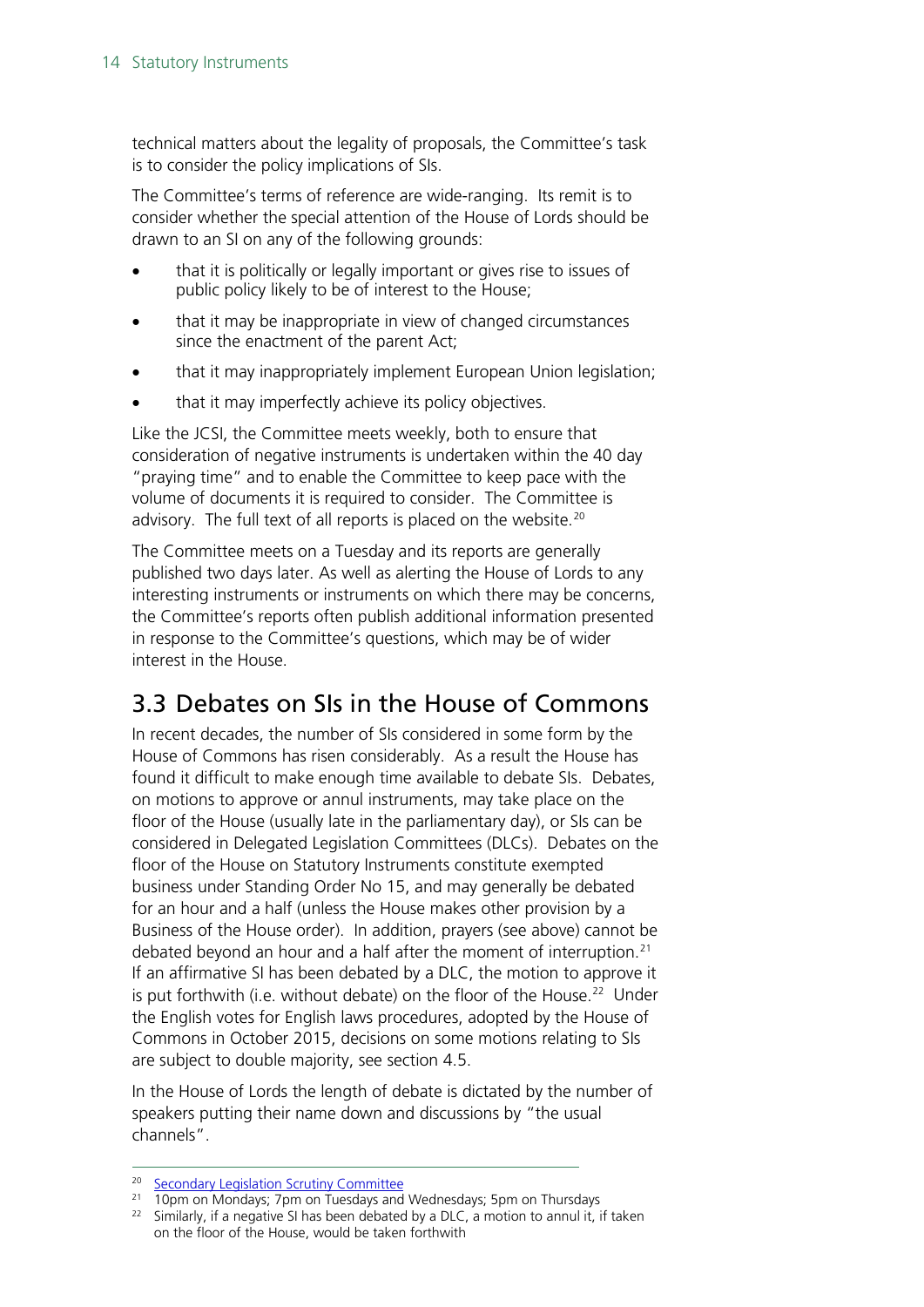technical matters about the legality of proposals, the Committee's task is to consider the policy implications of SIs.

The Committee's terms of reference are wide-ranging. Its remit is to consider whether the special attention of the House of Lords should be drawn to an SI on any of the following grounds:

- that it is politically or legally important or gives rise to issues of public policy likely to be of interest to the House;
- that it may be inappropriate in view of changed circumstances since the enactment of the parent Act;
- that it may inappropriately implement European Union legislation;
- that it may imperfectly achieve its policy objectives.

Like the JCSI, the Committee meets weekly, both to ensure that consideration of negative instruments is undertaken within the 40 day "praying time" and to enable the Committee to keep pace with the volume of documents it is required to consider. The Committee is advisory. The full text of all reports is placed on the website.[20]

The Committee meets on a Tuesday and its reports are generally published two days later. As well as alerting the House of Lords to any interesting instruments or instruments on which there may be concerns, the Committee's reports often publish additional information presented in response to the Committee's questions, which may be of wider interest in the House.

## 3.3 Debates on SIs in the House of Commons

In recent decades, the number of SIs considered in some form by the House of Commons has risen considerably. As a result the House has found it difficult to make enough time available to debate SIs. Debates, on motions to approve or annul instruments, may take place on the floor of the House (usually late in the parliamentary day), or SIs can be considered in Delegated Legislation Committees (DLCs). Debates on the floor of the House on Statutory Instruments constitute exempted business under Standing Order No 15, and may generally be debated for an hour and a half (unless the House makes other provision by a Business of the House order). In addition, prayers (see above) cannot be debated beyond an hour and a half after the moment of interruption.[21] If an affirmative SI has been debated by a DLC, the motion to approve it is put forthwith (i.e. without debate) on the floor of the House.[22] Under the English votes for English laws procedures, adopted by the House of Commons in October 2015, decisions on some motions relating to SIs are subject to double majority, see section 4.5.

In the House of Lords the length of debate is dictated by the number of speakers putting their name down and discussions by "the usual channels".

---

[20] Secondary Legislation Scrutiny Committee

[21] 10pm on Mondays; 7pm on Tuesdays and Wednesdays; 5pm on Thursdays

[22] Similarly, if a negative SI has been debated by a DLC, a motion to annul it, if taken on the floor of the House, would be taken forthwith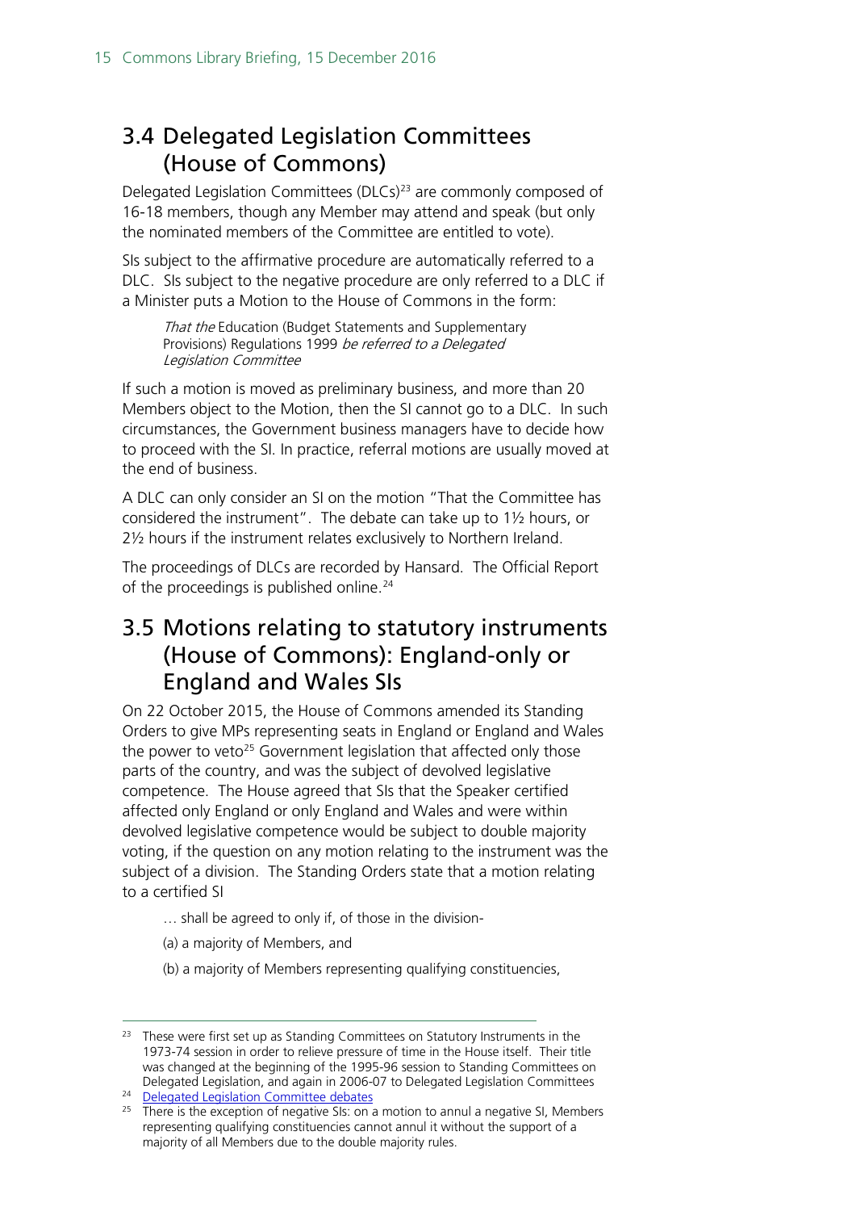## 3.4 Delegated Legislation Committees (House of Commons)

Delegated Legislation Committees (DLCs)[23] are commonly composed of 16-18 members, though any Member may attend and speak (but only the nominated members of the Committee are entitled to vote).

SIs subject to the affirmative procedure are automatically referred to a DLC. SIs subject to the negative procedure are only referred to a DLC if a Minister puts a Motion to the House of Commons in the form:

> *That the* Education (Budget Statements and Supplementary Provisions) Regulations 1999 *be referred to a Delegated Legislation Committee*

If such a motion is moved as preliminary business, and more than 20 Members object to the Motion, then the SI cannot go to a DLC. In such circumstances, the Government business managers have to decide how to proceed with the SI. In practice, referral motions are usually moved at the end of business.

A DLC can only consider an SI on the motion "That the Committee has considered the instrument". The debate can take up to 1½ hours, or 2½ hours if the instrument relates exclusively to Northern Ireland.

The proceedings of DLCs are recorded by Hansard. The Official Report of the proceedings is published online.[24]

## 3.5 Motions relating to statutory instruments (House of Commons): England-only or England and Wales SIs

On 22 October 2015, the House of Commons amended its Standing Orders to give MPs representing seats in England or England and Wales the power to veto[25] Government legislation that affected only those parts of the country, and was the subject of devolved legislative competence. The House agreed that SIs that the Speaker certified affected only England or only England and Wales and were within devolved legislative competence would be subject to double majority voting, if the question on any motion relating to the instrument was the subject of a division. The Standing Orders state that a motion relating to a certified SI

> … shall be agreed to only if, of those in the division-
>
> (a) a majority of Members, and
>
> (b) a majority of Members representing qualifying constituencies,

---

[23] These were first set up as Standing Committees on Statutory Instruments in the 1973-74 session in order to relieve pressure of time in the House itself. Their title was changed at the beginning of the 1995-96 session to Standing Committees on Delegated Legislation, and again in 2006-07 to Delegated Legislation Committees

[24] Delegated Legislation Committee debates

[25] There is the exception of negative SIs: on a motion to annul a negative SI, Members representing qualifying constituencies cannot annul it without the support of a majority of all Members due to the double majority rules.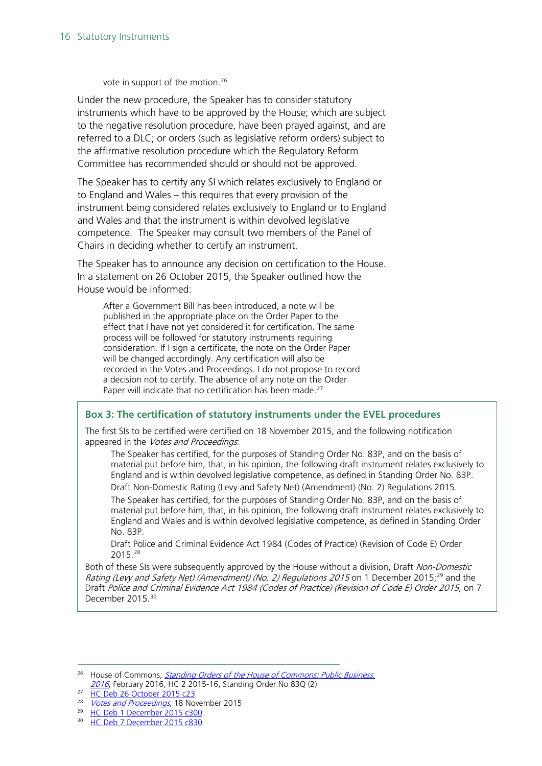> vote in support of the motion.[26]

Under the new procedure, the Speaker has to consider statutory instruments which have to be approved by the House; which are subject to the negative resolution procedure, have been prayed against, and are referred to a DLC; or orders (such as legislative reform orders) subject to the affirmative resolution procedure which the Regulatory Reform Committee has recommended should or should not be approved.

The Speaker has to certify any SI which relates exclusively to England or to England and Wales – this requires that every provision of the instrument being considered relates exclusively to England or to England and Wales and that the instrument is within devolved legislative competence. The Speaker may consult two members of the Panel of Chairs in deciding whether to certify an instrument.

The Speaker has to announce any decision on certification to the House. In a statement on 26 October 2015, the Speaker outlined how the House would be informed:

> After a Government Bill has been introduced, a note will be published in the appropriate place on the Order Paper to the effect that I have not yet considered it for certification. The same process will be followed for statutory instruments requiring consideration. If I sign a certificate, the note on the Order Paper will be changed accordingly. Any certification will also be recorded in the Votes and Proceedings. I do not propose to record a decision not to certify. The absence of any note on the Order Paper will indicate that no certification has been made.[27]

### Box 3: The certification of statutory instruments under the EVEL procedures

The first SIs to be certified were certified on 18 November 2015, and the following notification appeared in the *Votes and Proceedings*:

> The Speaker has certified, for the purposes of Standing Order No. 83P, and on the basis of material put before him, that, in his opinion, the following draft instrument relates exclusively to England and is within devolved legislative competence, as defined in Standing Order No. 83P.
>
> Draft Non-Domestic Rating (Levy and Safety Net) (Amendment) (No. 2) Regulations 2015.
>
> The Speaker has certified, for the purposes of Standing Order No. 83P, and on the basis of material put before him, that, in his opinion, the following draft instrument relates exclusively to England and Wales and is within devolved legislative competence, as defined in Standing Order No. 83P.
>
> Draft Police and Criminal Evidence Act 1984 (Codes of Practice) (Revision of Code E) Order 2015.[28]

Both of these SIs were subsequently approved by the House without a division, Draft *Non-Domestic Rating (Levy and Safety Net) (Amendment) (No. 2) Regulations 2015* on 1 December 2015;[29] and the Draft *Police and Criminal Evidence Act 1984 (Codes of Practice) (Revision of Code E) Order 2015*, on 7 December 2015.[30]

---

[26] House of Commons, *Standing Orders of the House of Commons: Public Business, 2016*, February 2016, HC 2 2015-16, Standing Order No 83Q (2)

[27] HC Deb 26 October 2015 c23

[28] *Votes and Proceedings*, 18 November 2015

[29] HC Deb 1 December 2015 c300

[30] HC Deb 7 December 2015 c830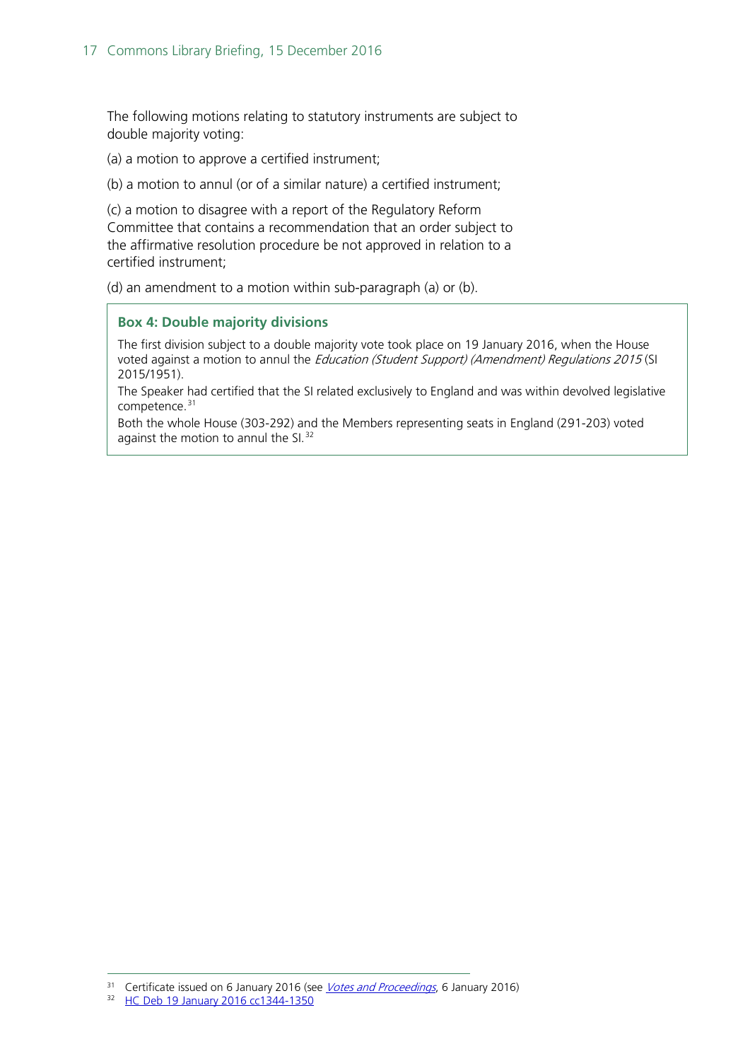The following motions relating to statutory instruments are subject to double majority voting:

(a) a motion to approve a certified instrument;

(b) a motion to annul (or of a similar nature) a certified instrument;

(c) a motion to disagree with a report of the Regulatory Reform Committee that contains a recommendation that an order subject to the affirmative resolution procedure be not approved in relation to a certified instrument;

(d) an amendment to a motion within sub-paragraph (a) or (b).

> **Box 4: Double majority divisions**
>
> The first division subject to a double majority vote took place on 19 January 2016, when the House voted against a motion to annul the *Education (Student Support) (Amendment) Regulations 2015* (SI 2015/1951).
>
> The Speaker had certified that the SI related exclusively to England and was within devolved legislative competence.[31]
>
> Both the whole House (303-292) and the Members representing seats in England (291-203) voted against the motion to annul the SI.[32]

---

[31] Certificate issued on 6 January 2016 (see *Votes and Proceedings*, 6 January 2016)

[32] HC Deb 19 January 2016 cc1344-1350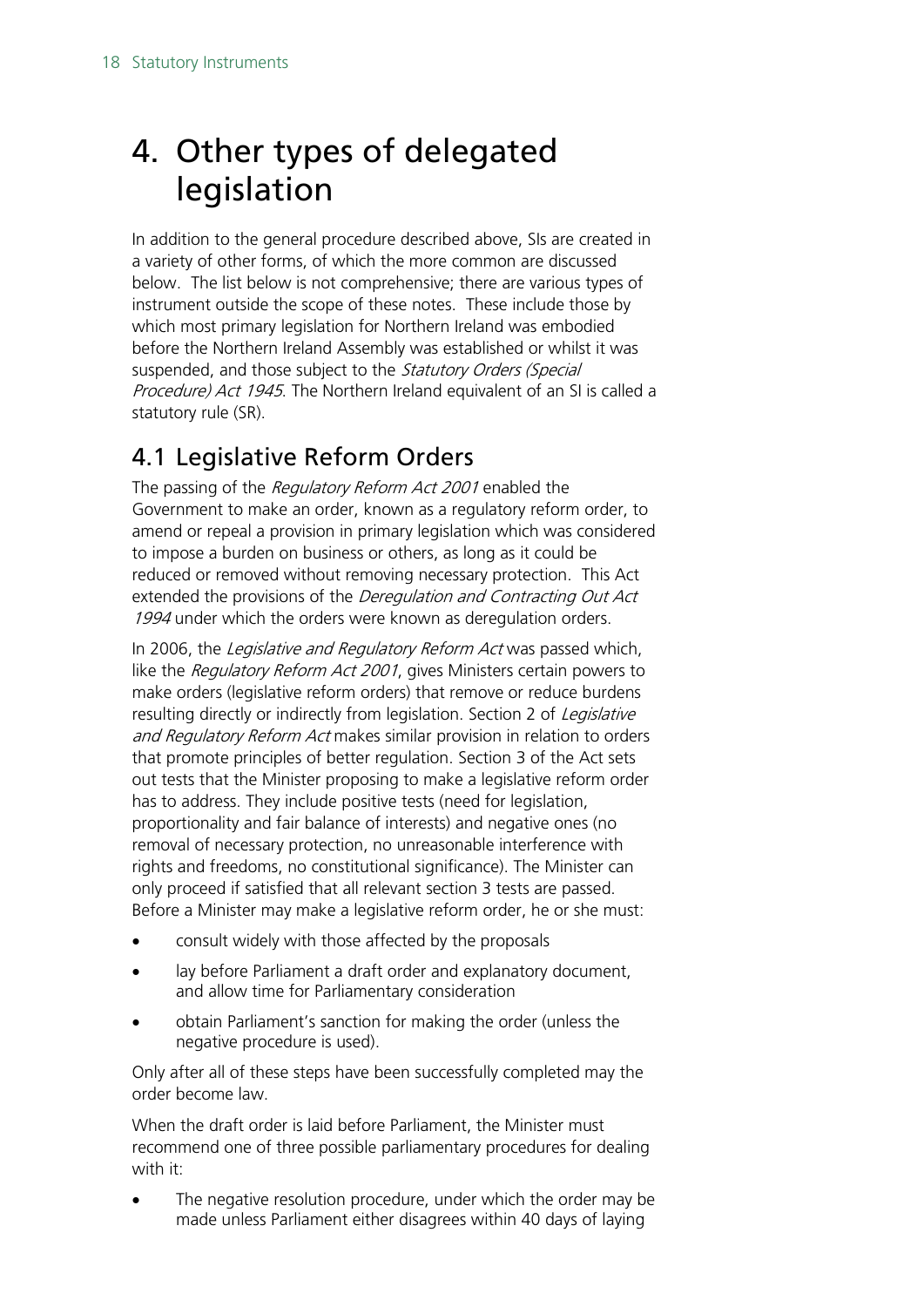# 4. Other types of delegated legislation

In addition to the general procedure described above, SIs are created in a variety of other forms, of which the more common are discussed below. The list below is not comprehensive; there are various types of instrument outside the scope of these notes. These include those by which most primary legislation for Northern Ireland was embodied before the Northern Ireland Assembly was established or whilst it was suspended, and those subject to the *Statutory Orders (Special Procedure) Act 1945*. The Northern Ireland equivalent of an SI is called a statutory rule (SR).

## 4.1 Legislative Reform Orders

The passing of the *Regulatory Reform Act 2001* enabled the Government to make an order, known as a regulatory reform order, to amend or repeal a provision in primary legislation which was considered to impose a burden on business or others, as long as it could be reduced or removed without removing necessary protection. This Act extended the provisions of the *Deregulation and Contracting Out Act 1994* under which the orders were known as deregulation orders.

In 2006, the *Legislative and Regulatory Reform Act* was passed which, like the *Regulatory Reform Act 2001*, gives Ministers certain powers to make orders (legislative reform orders) that remove or reduce burdens resulting directly or indirectly from legislation. Section 2 of *Legislative and Regulatory Reform Act* makes similar provision in relation to orders that promote principles of better regulation. Section 3 of the Act sets out tests that the Minister proposing to make a legislative reform order has to address. They include positive tests (need for legislation, proportionality and fair balance of interests) and negative ones (no removal of necessary protection, no unreasonable interference with rights and freedoms, no constitutional significance). The Minister can only proceed if satisfied that all relevant section 3 tests are passed. Before a Minister may make a legislative reform order, he or she must:

- consult widely with those affected by the proposals
- lay before Parliament a draft order and explanatory document, and allow time for Parliamentary consideration
- obtain Parliament's sanction for making the order (unless the negative procedure is used).

Only after all of these steps have been successfully completed may the order become law.

When the draft order is laid before Parliament, the Minister must recommend one of three possible parliamentary procedures for dealing with it:

- The negative resolution procedure, under which the order may be made unless Parliament either disagrees within 40 days of laying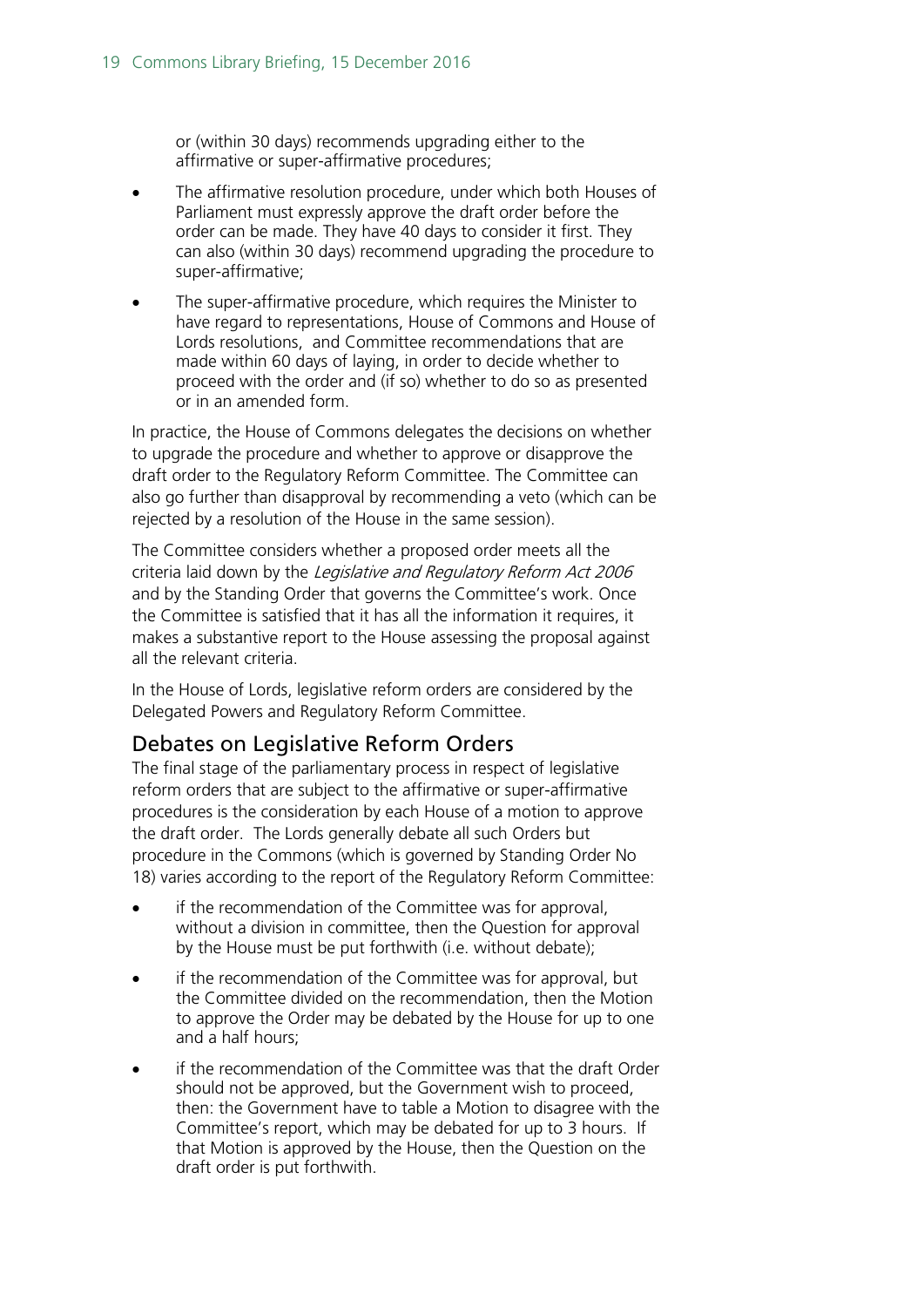or (within 30 days) recommends upgrading either to the affirmative or super-affirmative procedures;

- The affirmative resolution procedure, under which both Houses of Parliament must expressly approve the draft order before the order can be made. They have 40 days to consider it first. They can also (within 30 days) recommend upgrading the procedure to super-affirmative;
- The super-affirmative procedure, which requires the Minister to have regard to representations, House of Commons and House of Lords resolutions, and Committee recommendations that are made within 60 days of laying, in order to decide whether to proceed with the order and (if so) whether to do so as presented or in an amended form.

In practice, the House of Commons delegates the decisions on whether to upgrade the procedure and whether to approve or disapprove the draft order to the Regulatory Reform Committee. The Committee can also go further than disapproval by recommending a veto (which can be rejected by a resolution of the House in the same session).

The Committee considers whether a proposed order meets all the criteria laid down by the *Legislative and Regulatory Reform Act 2006* and by the Standing Order that governs the Committee's work. Once the Committee is satisfied that it has all the information it requires, it makes a substantive report to the House assessing the proposal against all the relevant criteria.

In the House of Lords, legislative reform orders are considered by the Delegated Powers and Regulatory Reform Committee.

## Debates on Legislative Reform Orders

The final stage of the parliamentary process in respect of legislative reform orders that are subject to the affirmative or super-affirmative procedures is the consideration by each House of a motion to approve the draft order. The Lords generally debate all such Orders but procedure in the Commons (which is governed by Standing Order No 18) varies according to the report of the Regulatory Reform Committee:

- if the recommendation of the Committee was for approval, without a division in committee, then the Question for approval by the House must be put forthwith (i.e. without debate);
- if the recommendation of the Committee was for approval, but the Committee divided on the recommendation, then the Motion to approve the Order may be debated by the House for up to one and a half hours;
- if the recommendation of the Committee was that the draft Order should not be approved, but the Government wish to proceed, then: the Government have to table a Motion to disagree with the Committee's report, which may be debated for up to 3 hours. If that Motion is approved by the House, then the Question on the draft order is put forthwith.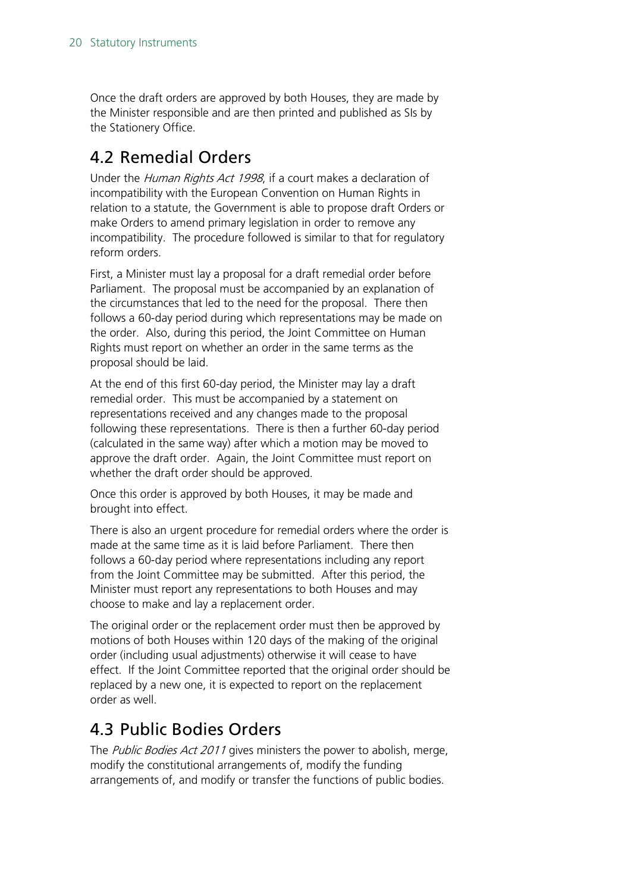Once the draft orders are approved by both Houses, they are made by the Minister responsible and are then printed and published as SIs by the Stationery Office.

## 4.2 Remedial Orders

Under the *Human Rights Act 1998*, if a court makes a declaration of incompatibility with the European Convention on Human Rights in relation to a statute, the Government is able to propose draft Orders or make Orders to amend primary legislation in order to remove any incompatibility. The procedure followed is similar to that for regulatory reform orders.

First, a Minister must lay a proposal for a draft remedial order before Parliament. The proposal must be accompanied by an explanation of the circumstances that led to the need for the proposal. There then follows a 60-day period during which representations may be made on the order. Also, during this period, the Joint Committee on Human Rights must report on whether an order in the same terms as the proposal should be laid.

At the end of this first 60-day period, the Minister may lay a draft remedial order. This must be accompanied by a statement on representations received and any changes made to the proposal following these representations. There is then a further 60-day period (calculated in the same way) after which a motion may be moved to approve the draft order. Again, the Joint Committee must report on whether the draft order should be approved.

Once this order is approved by both Houses, it may be made and brought into effect.

There is also an urgent procedure for remedial orders where the order is made at the same time as it is laid before Parliament. There then follows a 60-day period where representations including any report from the Joint Committee may be submitted. After this period, the Minister must report any representations to both Houses and may choose to make and lay a replacement order.

The original order or the replacement order must then be approved by motions of both Houses within 120 days of the making of the original order (including usual adjustments) otherwise it will cease to have effect. If the Joint Committee reported that the original order should be replaced by a new one, it is expected to report on the replacement order as well.

## 4.3 Public Bodies Orders

The *Public Bodies Act 2011* gives ministers the power to abolish, merge, modify the constitutional arrangements of, modify the funding arrangements of, and modify or transfer the functions of public bodies.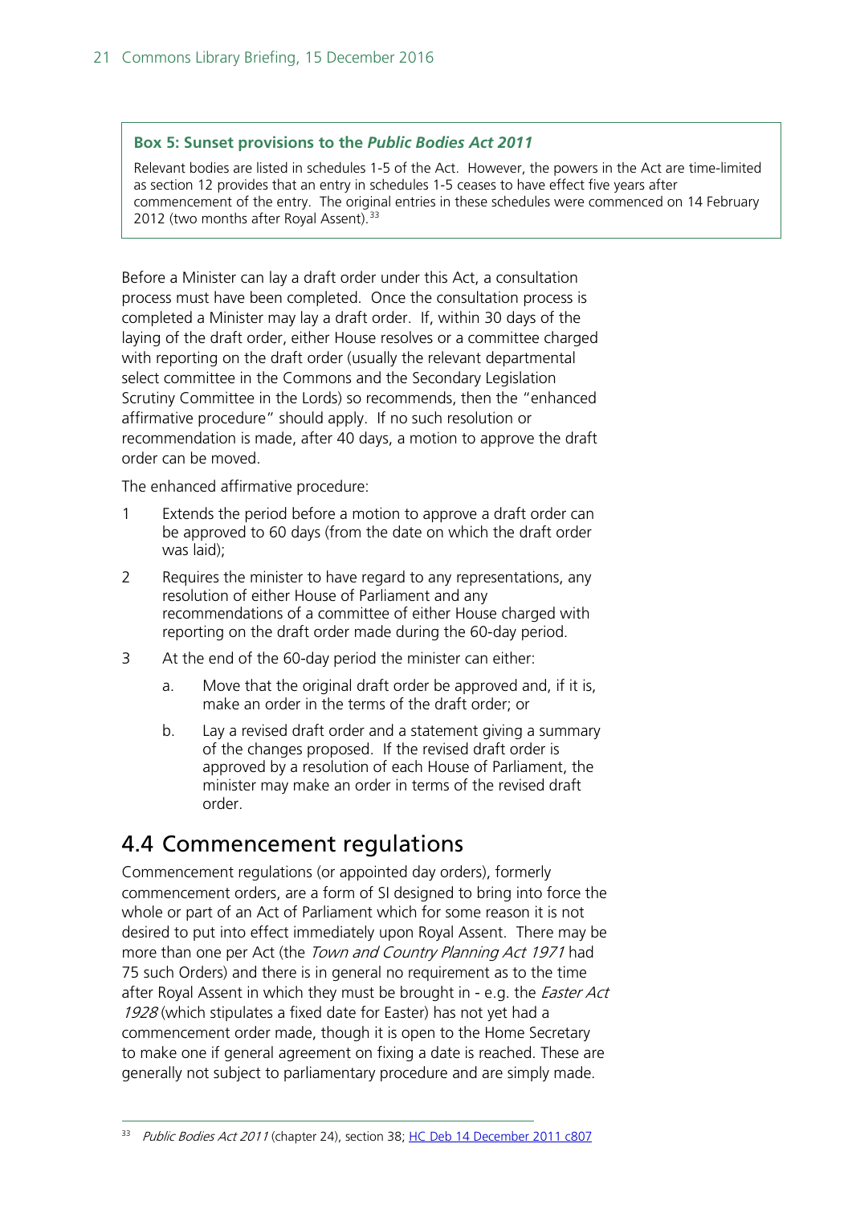**Box 5: Sunset provisions to the *Public Bodies Act 2011***

Relevant bodies are listed in schedules 1-5 of the Act. However, the powers in the Act are time-limited as section 12 provides that an entry in schedules 1-5 ceases to have effect five years after commencement of the entry. The original entries in these schedules were commenced on 14 February 2012 (two months after Royal Assent).[33]

Before a Minister can lay a draft order under this Act, a consultation process must have been completed. Once the consultation process is completed a Minister may lay a draft order. If, within 30 days of the laying of the draft order, either House resolves or a committee charged with reporting on the draft order (usually the relevant departmental select committee in the Commons and the Secondary Legislation Scrutiny Committee in the Lords) so recommends, then the "enhanced affirmative procedure" should apply. If no such resolution or recommendation is made, after 40 days, a motion to approve the draft order can be moved.

The enhanced affirmative procedure:

1. Extends the period before a motion to approve a draft order can be approved to 60 days (from the date on which the draft order was laid);
2. Requires the minister to have regard to any representations, any resolution of either House of Parliament and any recommendations of a committee of either House charged with reporting on the draft order made during the 60-day period.
3. At the end of the 60-day period the minister can either:
    a. Move that the original draft order be approved and, if it is, make an order in the terms of the draft order; or
    b. Lay a revised draft order and a statement giving a summary of the changes proposed. If the revised draft order is approved by a resolution of each House of Parliament, the minister may make an order in terms of the revised draft order.

## 4.4 Commencement regulations

Commencement regulations (or appointed day orders), formerly commencement orders, are a form of SI designed to bring into force the whole or part of an Act of Parliament which for some reason it is not desired to put into effect immediately upon Royal Assent. There may be more than one per Act (the *Town and Country Planning Act 1971* had 75 such Orders) and there is in general no requirement as to the time after Royal Assent in which they must be brought in - e.g. the *Easter Act 1928* (which stipulates a fixed date for Easter) has not yet had a commencement order made, though it is open to the Home Secretary to make one if general agreement on fixing a date is reached. These are generally not subject to parliamentary procedure and are simply made.

[33] *Public Bodies Act 2011* (chapter 24), section 38; HC Deb 14 December 2011 c807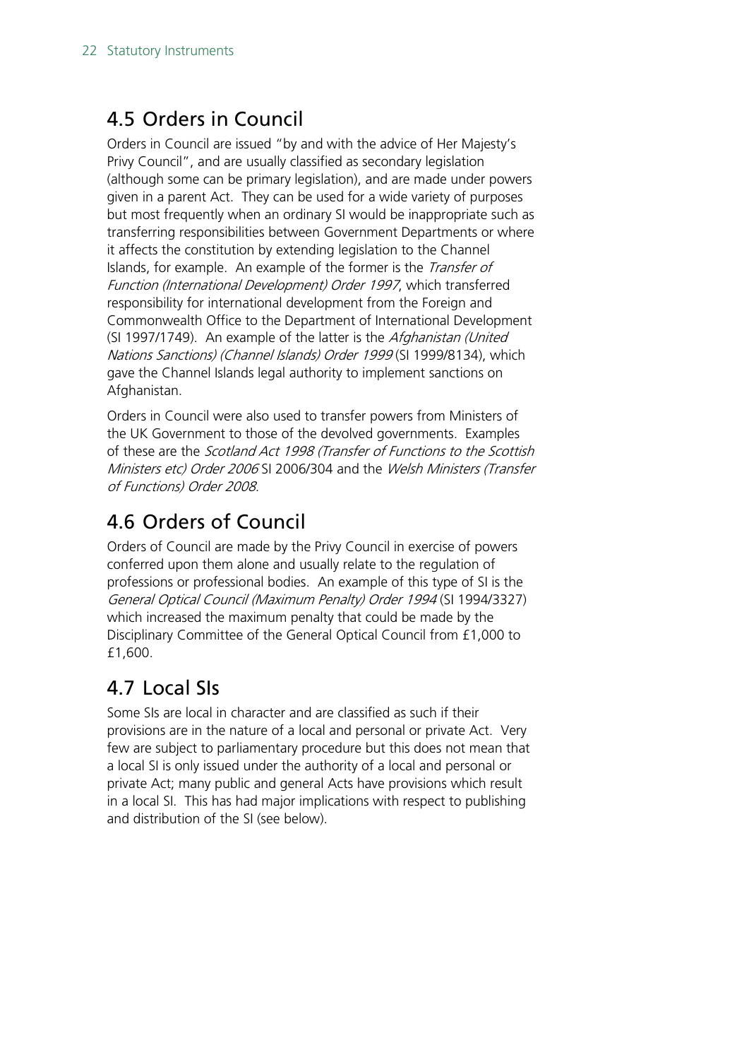## 4.5 Orders in Council

Orders in Council are issued "by and with the advice of Her Majesty's Privy Council", and are usually classified as secondary legislation (although some can be primary legislation), and are made under powers given in a parent Act. They can be used for a wide variety of purposes but most frequently when an ordinary SI would be inappropriate such as transferring responsibilities between Government Departments or where it affects the constitution by extending legislation to the Channel Islands, for example. An example of the former is the *Transfer of Function (International Development) Order 1997*, which transferred responsibility for international development from the Foreign and Commonwealth Office to the Department of International Development (SI 1997/1749). An example of the latter is the *Afghanistan (United Nations Sanctions) (Channel Islands) Order 1999* (SI 1999/8134), which gave the Channel Islands legal authority to implement sanctions on Afghanistan.

Orders in Council were also used to transfer powers from Ministers of the UK Government to those of the devolved governments. Examples of these are the *Scotland Act 1998 (Transfer of Functions to the Scottish Ministers etc) Order 2006* SI 2006/304 and the *Welsh Ministers (Transfer of Functions) Order 2008*.

## 4.6 Orders of Council

Orders of Council are made by the Privy Council in exercise of powers conferred upon them alone and usually relate to the regulation of professions or professional bodies. An example of this type of SI is the *General Optical Council (Maximum Penalty) Order 1994* (SI 1994/3327) which increased the maximum penalty that could be made by the Disciplinary Committee of the General Optical Council from £1,000 to £1,600.

## 4.7 Local SIs

Some SIs are local in character and are classified as such if their provisions are in the nature of a local and personal or private Act. Very few are subject to parliamentary procedure but this does not mean that a local SI is only issued under the authority of a local and personal or private Act; many public and general Acts have provisions which result in a local SI. This has had major implications with respect to publishing and distribution of the SI (see below).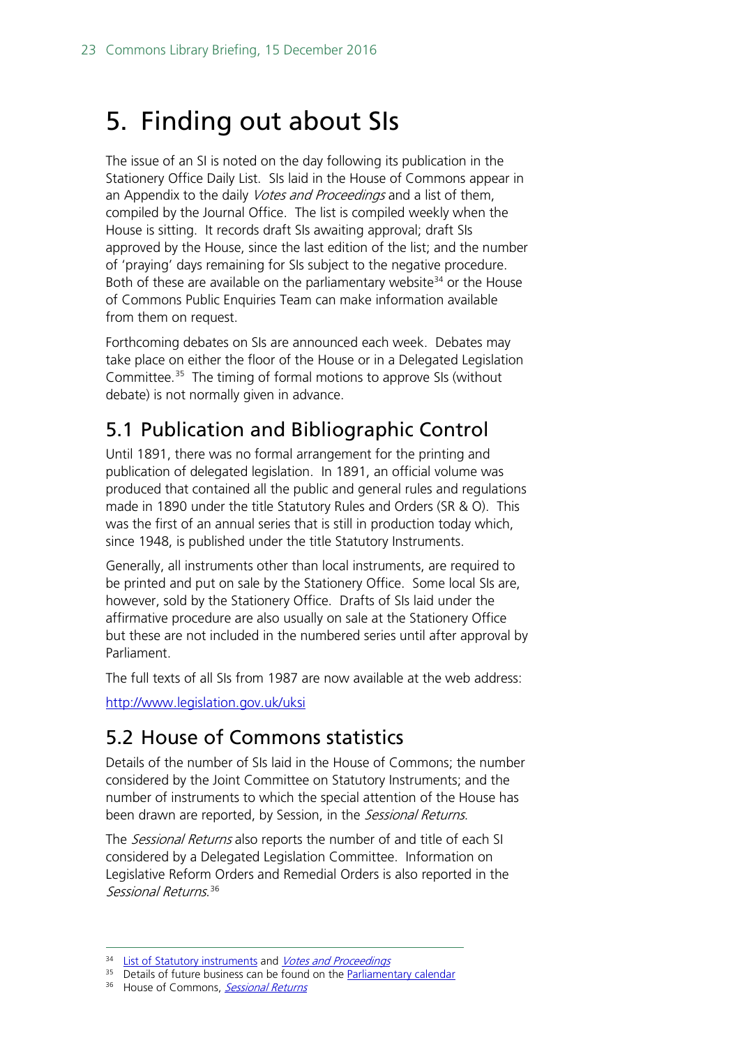# 5. Finding out about SIs

The issue of an SI is noted on the day following its publication in the Stationery Office Daily List. SIs laid in the House of Commons appear in an Appendix to the daily *Votes and Proceedings* and a list of them, compiled by the Journal Office. The list is compiled weekly when the House is sitting. It records draft SIs awaiting approval; draft SIs approved by the House, since the last edition of the list; and the number of 'praying' days remaining for SIs subject to the negative procedure. Both of these are available on the parliamentary website[34] or the House of Commons Public Enquiries Team can make information available from them on request.

Forthcoming debates on SIs are announced each week. Debates may take place on either the floor of the House or in a Delegated Legislation Committee.[35] The timing of formal motions to approve SIs (without debate) is not normally given in advance.

## 5.1 Publication and Bibliographic Control

Until 1891, there was no formal arrangement for the printing and publication of delegated legislation. In 1891, an official volume was produced that contained all the public and general rules and regulations made in 1890 under the title Statutory Rules and Orders (SR & O). This was the first of an annual series that is still in production today which, since 1948, is published under the title Statutory Instruments.

Generally, all instruments other than local instruments, are required to be printed and put on sale by the Stationery Office. Some local SIs are, however, sold by the Stationery Office. Drafts of SIs laid under the affirmative procedure are also usually on sale at the Stationery Office but these are not included in the numbered series until after approval by Parliament.

The full texts of all SIs from 1987 are now available at the web address:

http://www.legislation.gov.uk/uksi

## 5.2 House of Commons statistics

Details of the number of SIs laid in the House of Commons; the number considered by the Joint Committee on Statutory Instruments; and the number of instruments to which the special attention of the House has been drawn are reported, by Session, in the *Sessional Returns*.

The *Sessional Returns* also reports the number of and title of each SI considered by a Delegated Legislation Committee. Information on Legislative Reform Orders and Remedial Orders is also reported in the *Sessional Returns*.[36]

---

[34] List of Statutory instruments and *Votes and Proceedings*

[35] Details of future business can be found on the Parliamentary calendar

[36] House of Commons, *Sessional Returns*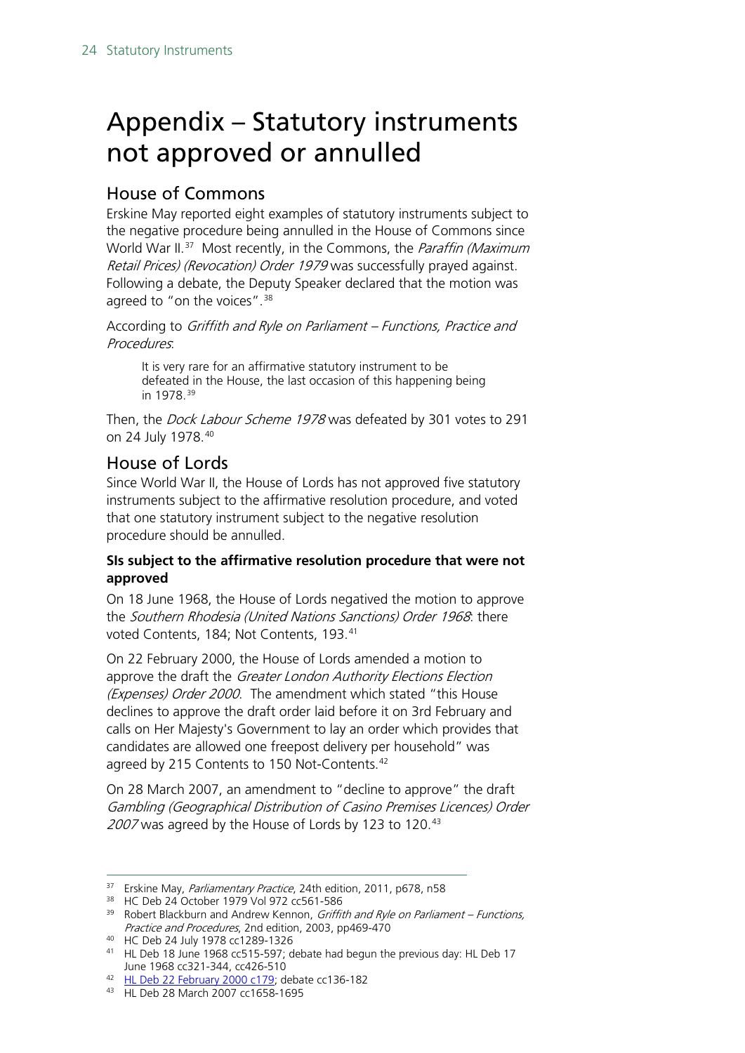# Appendix – Statutory instruments not approved or annulled

## House of Commons

Erskine May reported eight examples of statutory instruments subject to the negative procedure being annulled in the House of Commons since World War II.[37] Most recently, in the Commons, the *Paraffin (Maximum Retail Prices) (Revocation) Order 1979* was successfully prayed against. Following a debate, the Deputy Speaker declared that the motion was agreed to "on the voices".[38]

According to *Griffith and Ryle on Parliament – Functions, Practice and Procedures*:

> It is very rare for an affirmative statutory instrument to be defeated in the House, the last occasion of this happening being in 1978.[39]

Then, the *Dock Labour Scheme 1978* was defeated by 301 votes to 291 on 24 July 1978.[40]

## House of Lords

Since World War II, the House of Lords has not approved five statutory instruments subject to the affirmative resolution procedure, and voted that one statutory instrument subject to the negative resolution procedure should be annulled.

### SIs subject to the affirmative resolution procedure that were not approved

On 18 June 1968, the House of Lords negatived the motion to approve the *Southern Rhodesia (United Nations Sanctions) Order 1968*: there voted Contents, 184; Not Contents, 193.[41]

On 22 February 2000, the House of Lords amended a motion to approve the draft the *Greater London Authority Elections Election (Expenses) Order 2000*. The amendment which stated "this House declines to approve the draft order laid before it on 3rd February and calls on Her Majesty's Government to lay an order which provides that candidates are allowed one freepost delivery per household" was agreed by 215 Contents to 150 Not-Contents.[42]

On 28 March 2007, an amendment to "decline to approve" the draft *Gambling (Geographical Distribution of Casino Premises Licences) Order 2007* was agreed by the House of Lords by 123 to 120.[43]

---

[37] Erskine May, *Parliamentary Practice*, 24th edition, 2011, p678, n58

[38] HC Deb 24 October 1979 Vol 972 cc561-586

[39] Robert Blackburn and Andrew Kennon, *Griffith and Ryle on Parliament – Functions, Practice and Procedures*, 2nd edition, 2003, pp469-470

[40] HC Deb 24 July 1978 cc1289-1326

[41] HL Deb 18 June 1968 cc515-597; debate had begun the previous day: HL Deb 17 June 1968 cc321-344, cc426-510

[42] HL Deb 22 February 2000 c179; debate cc136-182

[43] HL Deb 28 March 2007 cc1658-1695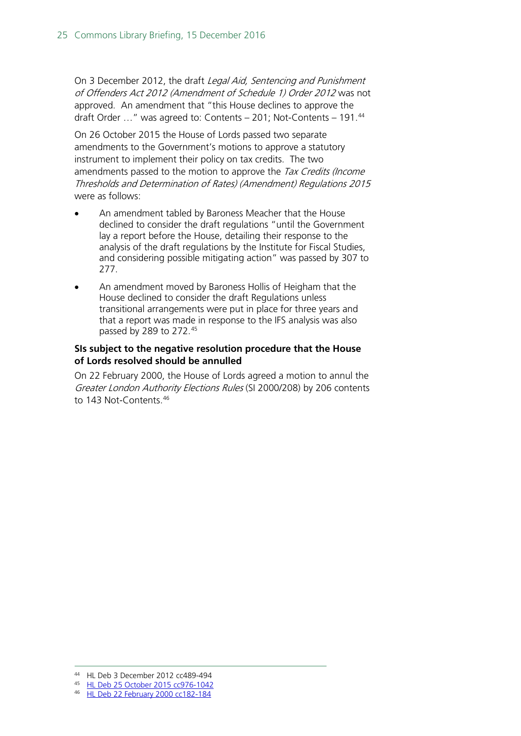On 3 December 2012, the draft *Legal Aid, Sentencing and Punishment of Offenders Act 2012 (Amendment of Schedule 1) Order 2012* was not approved. An amendment that "this House declines to approve the draft Order …" was agreed to: Contents – 201; Not-Contents – 191.[44]

On 26 October 2015 the House of Lords passed two separate amendments to the Government's motions to approve a statutory instrument to implement their policy on tax credits. The two amendments passed to the motion to approve the *Tax Credits (Income Thresholds and Determination of Rates) (Amendment) Regulations 2015* were as follows:

- An amendment tabled by Baroness Meacher that the House declined to consider the draft regulations "until the Government lay a report before the House, detailing their response to the analysis of the draft regulations by the Institute for Fiscal Studies, and considering possible mitigating action" was passed by 307 to 277.
- An amendment moved by Baroness Hollis of Heigham that the House declined to consider the draft Regulations unless transitional arrangements were put in place for three years and that a report was made in response to the IFS analysis was also passed by 289 to 272.[45]

### SIs subject to the negative resolution procedure that the House of Lords resolved should be annulled

On 22 February 2000, the House of Lords agreed a motion to annul the *Greater London Authority Elections Rules* (SI 2000/208) by 206 contents to 143 Not-Contents.[46]

---

44 HL Deb 3 December 2012 cc489-494

45 HL Deb 25 October 2015 cc976-1042

46 HL Deb 22 February 2000 cc182-184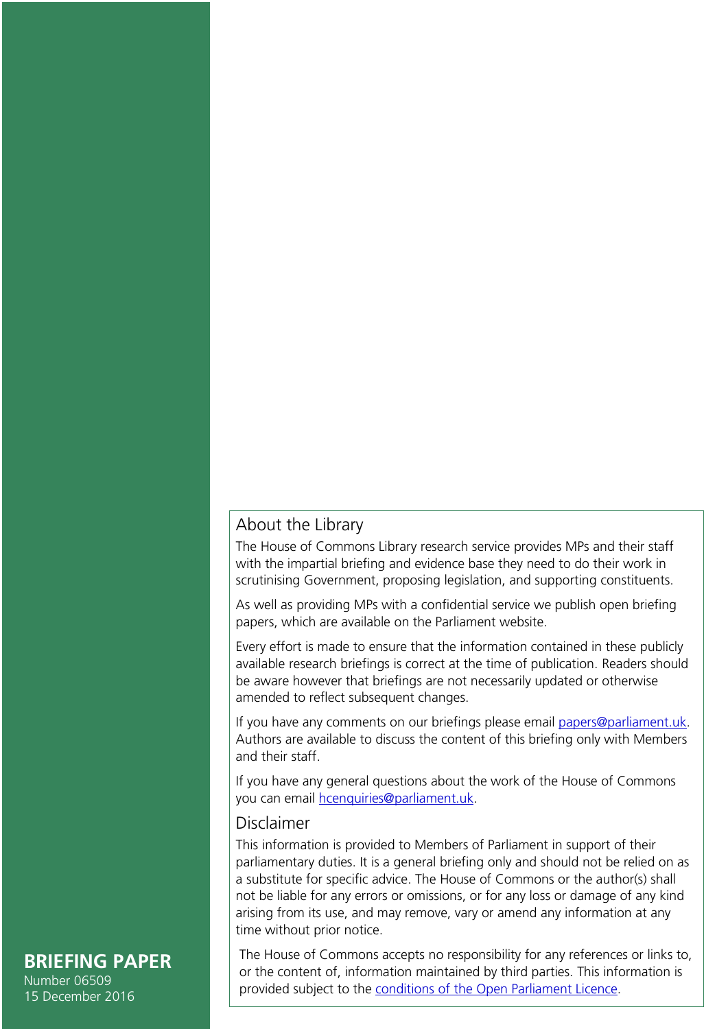## About the Library

The House of Commons Library research service provides MPs and their staff with the impartial briefing and evidence base they need to do their work in scrutinising Government, proposing legislation, and supporting constituents.

As well as providing MPs with a confidential service we publish open briefing papers, which are available on the Parliament website.

Every effort is made to ensure that the information contained in these publicly available research briefings is correct at the time of publication. Readers should be aware however that briefings are not necessarily updated or otherwise amended to reflect subsequent changes.

If you have any comments on our briefings please email papers@parliament.uk. Authors are available to discuss the content of this briefing only with Members and their staff.

If you have any general questions about the work of the House of Commons you can email hcenquiries@parliament.uk.

## Disclaimer

This information is provided to Members of Parliament in support of their parliamentary duties. It is a general briefing only and should not be relied on as a substitute for specific advice. The House of Commons or the author(s) shall not be liable for any errors or omissions, or for any loss or damage of any kind arising from its use, and may remove, vary or amend any information at any time without prior notice.

The House of Commons accepts no responsibility for any references or links to, or the content of, information maintained by third parties. This information is provided subject to the conditions of the Open Parliament Licence.

**BRIEFING PAPER**
Number 06509
15 December 2016